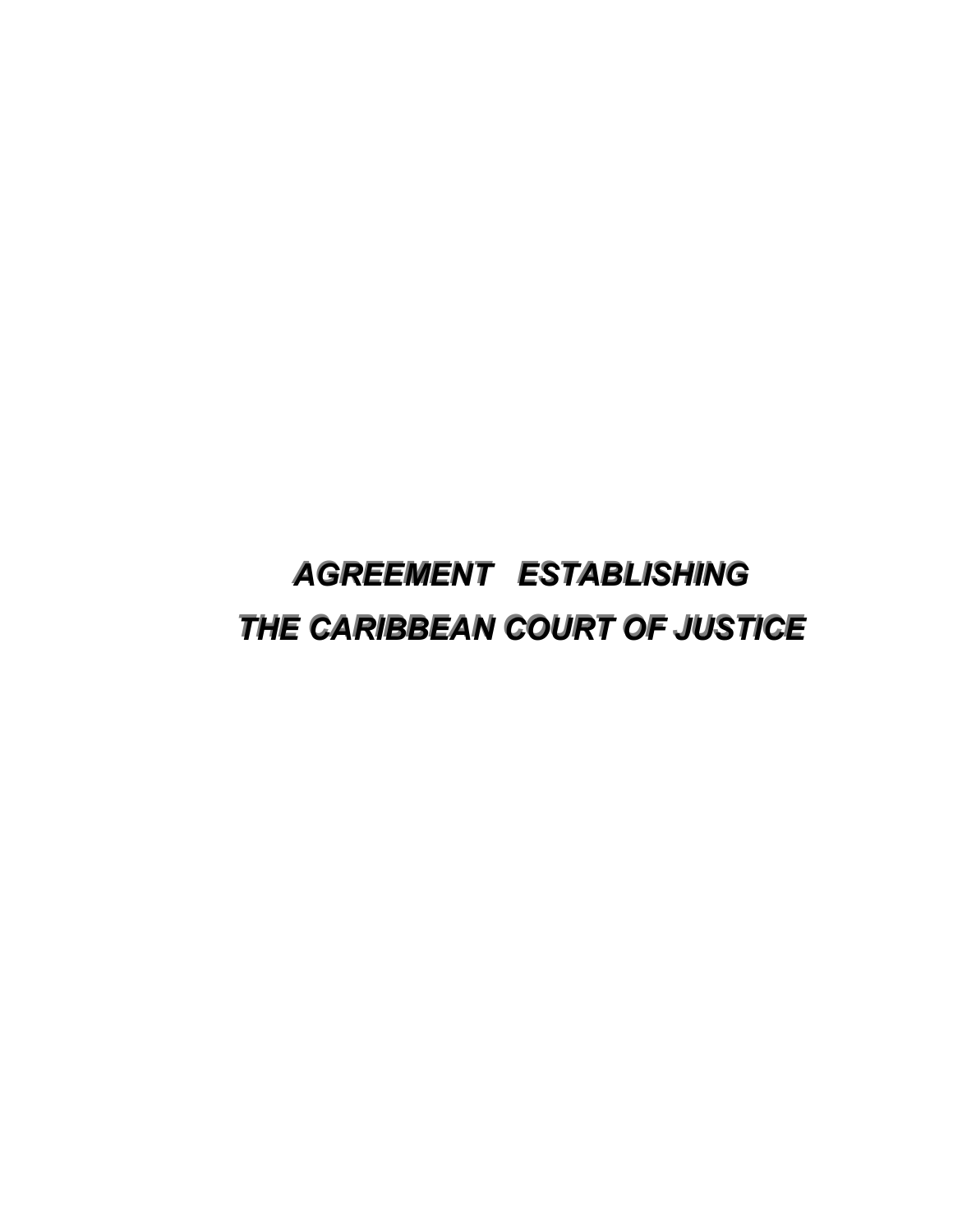# *AGREEMENT ESTABLISHING THE CARIBBEAN COURT OF JUSTICE*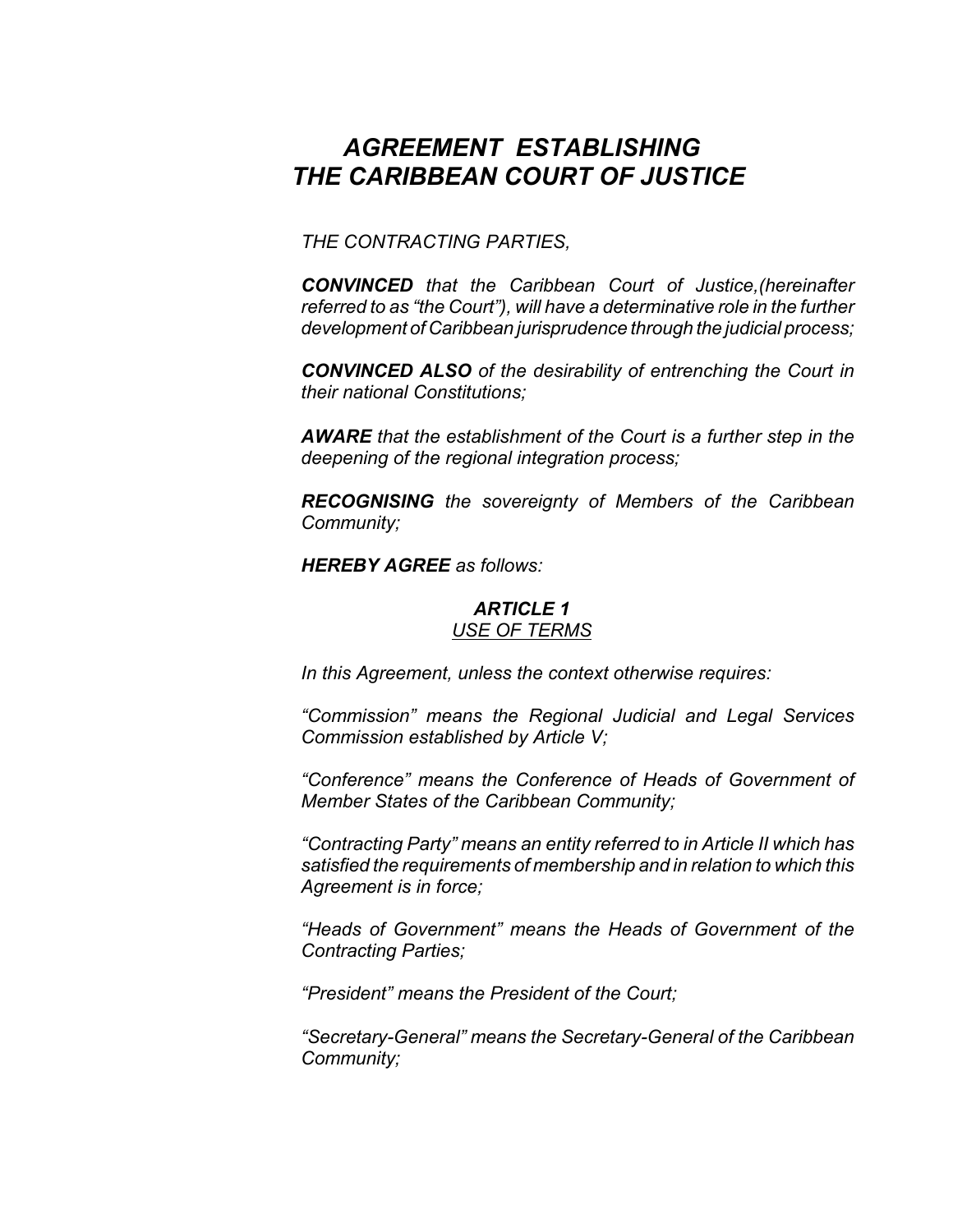# *AGREEMENT ESTABLISHING THE CARIBBEAN COURT OF JUSTICE*

*THE CONTRACTING PARTIES,*

***CONVINCED*** *that the Caribbean Court of Justice,(hereinafter referred to as "the Court"), will have a determinative role in the further development of Caribbean jurisprudence through the judicial process;*

***CONVINCED ALSO*** *of the desirability of entrenching the Court in their national Constitutions;*

***AWARE*** *that the establishment of the Court is a further step in the deepening of the regional integration process;*

***RECOGNISING*** *the sovereignty of Members of the Caribbean Community;*

***HEREBY AGREE*** *as follows:*

## ***ARTICLE 1***
*USE OF TERMS*

*In this Agreement, unless the context otherwise requires:*

*"Commission" means the Regional Judicial and Legal Services Commission established by Article V;*

*"Conference" means the Conference of Heads of Government of Member States of the Caribbean Community;*

*"Contracting Party" means an entity referred to in Article II which has satisfied the requirements of membership and in relation to which this Agreement is in force;*

*"Heads of Government" means the Heads of Government of the Contracting Parties;*

*"President" means the President of the Court;*

*"Secretary-General" means the Secretary-General of the Caribbean Community;*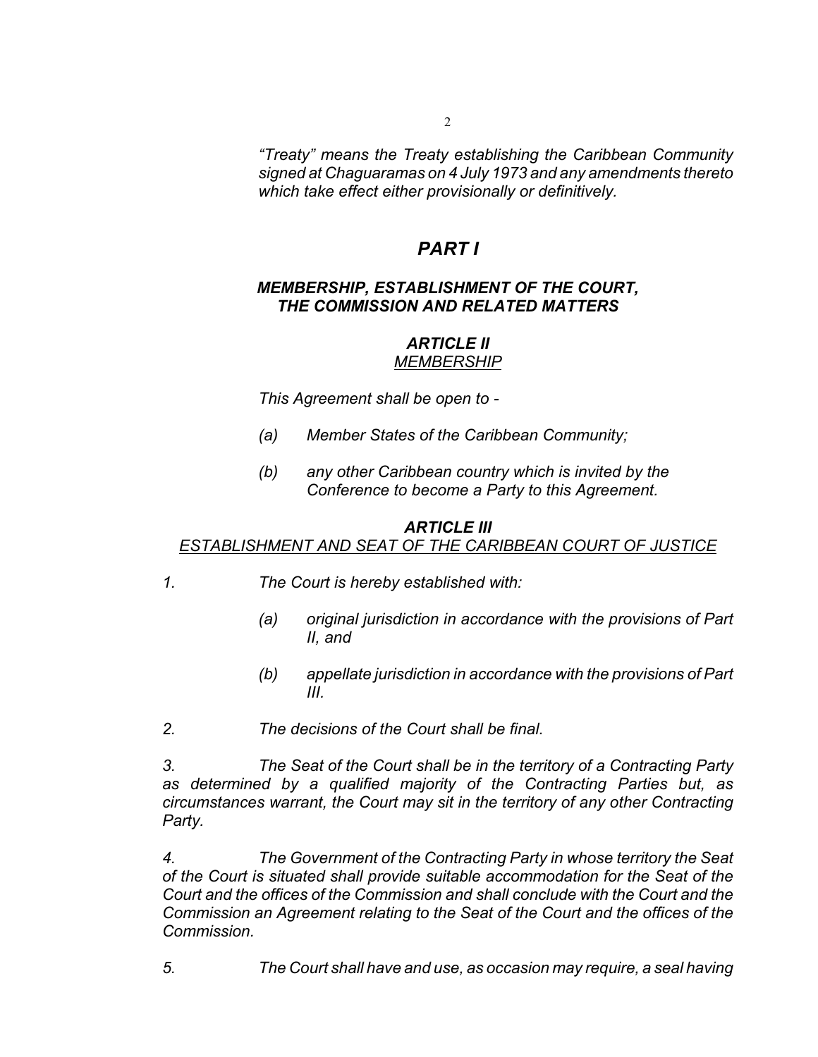*"Treaty" means the Treaty establishing the Caribbean Community signed at Chaguaramas on 4 July 1973 and any amendments thereto which take effect either provisionally or definitively.*

# *PART I*

## *MEMBERSHIP, ESTABLISHMENT OF THE COURT, THE COMMISSION AND RELATED MATTERS*

### *ARTICLE II*
*MEMBERSHIP*

*This Agreement shall be open to -*

*(a) Member States of the Caribbean Community;*

*(b) any other Caribbean country which is invited by the Conference to become a Party to this Agreement.*

### *ARTICLE III*
*ESTABLISHMENT AND SEAT OF THE CARIBBEAN COURT OF JUSTICE*

*1. The Court is hereby established with:*

*(a) original jurisdiction in accordance with the provisions of Part II, and*

*(b) appellate jurisdiction in accordance with the provisions of Part III.*

*2. The decisions of the Court shall be final.*

*3. The Seat of the Court shall be in the territory of a Contracting Party as determined by a qualified majority of the Contracting Parties but, as circumstances warrant, the Court may sit in the territory of any other Contracting Party.*

*4. The Government of the Contracting Party in whose territory the Seat of the Court is situated shall provide suitable accommodation for the Seat of the Court and the offices of the Commission and shall conclude with the Court and the Commission an Agreement relating to the Seat of the Court and the offices of the Commission.*

*5. The Court shall have and use, as occasion may require, a seal having*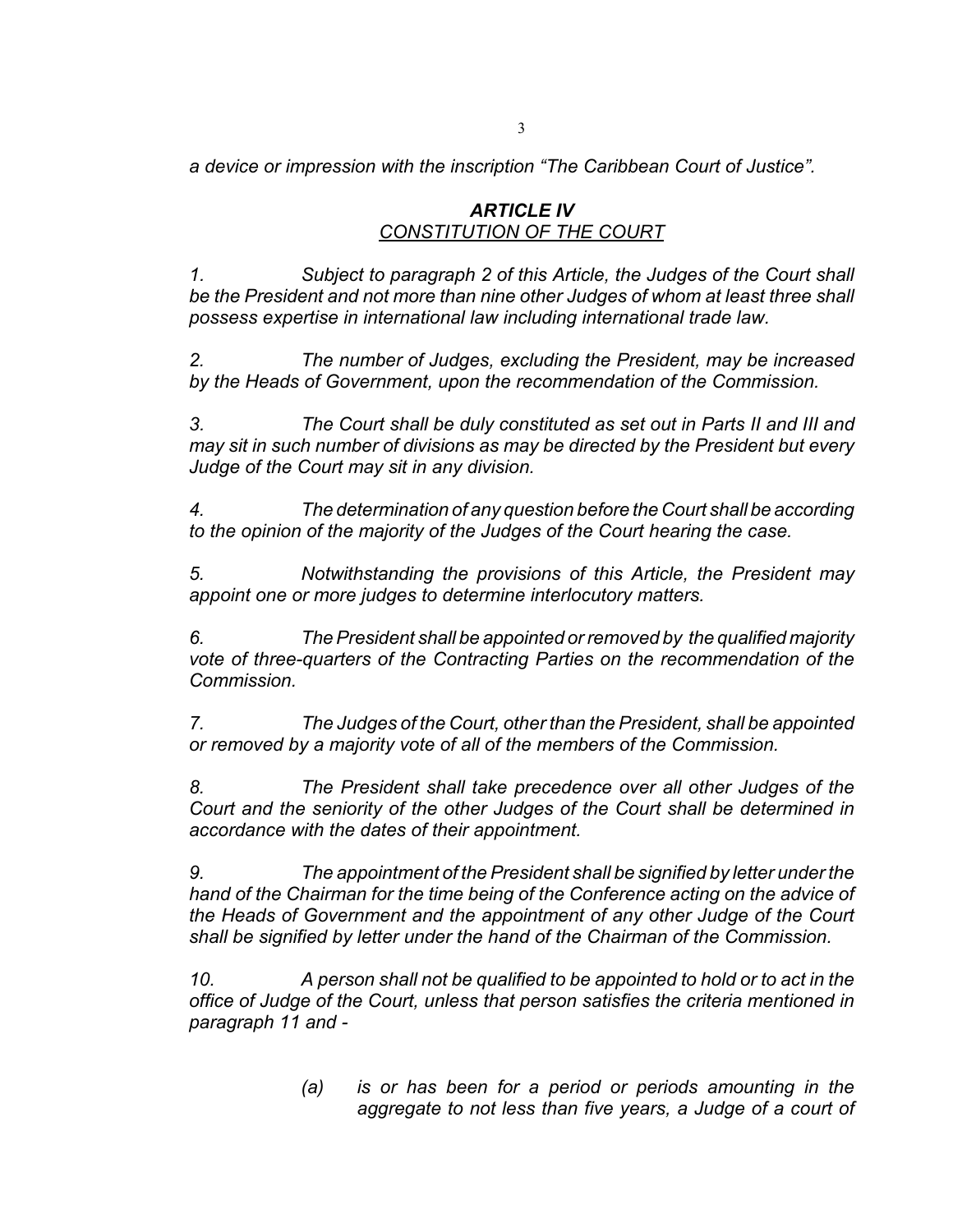*a device or impression with the inscription "The Caribbean Court of Justice".*

### *ARTICLE IV*
### *CONSTITUTION OF THE COURT*

*1. Subject to paragraph 2 of this Article, the Judges of the Court shall be the President and not more than nine other Judges of whom at least three shall possess expertise in international law including international trade law.*

*2. The number of Judges, excluding the President, may be increased by the Heads of Government, upon the recommendation of the Commission.*

*3. The Court shall be duly constituted as set out in Parts II and III and may sit in such number of divisions as may be directed by the President but every Judge of the Court may sit in any division.*

*4. The determination of any question before the Court shall be according to the opinion of the majority of the Judges of the Court hearing the case.*

*5. Notwithstanding the provisions of this Article, the President may appoint one or more judges to determine interlocutory matters.*

*6. The President shall be appointed or removed by the qualified majority vote of three-quarters of the Contracting Parties on the recommendation of the Commission.*

*7. The Judges of the Court, other than the President, shall be appointed or removed by a majority vote of all of the members of the Commission.*

*8. The President shall take precedence over all other Judges of the Court and the seniority of the other Judges of the Court shall be determined in accordance with the dates of their appointment.*

*9. The appointment of the President shall be signified by letter under the hand of the Chairman for the time being of the Conference acting on the advice of the Heads of Government and the appointment of any other Judge of the Court shall be signified by letter under the hand of the Chairman of the Commission.*

*10. A person shall not be qualified to be appointed to hold or to act in the office of Judge of the Court, unless that person satisfies the criteria mentioned in paragraph 11 and -*

> *(a) is or has been for a period or periods amounting in the aggregate to not less than five years, a Judge of a court of*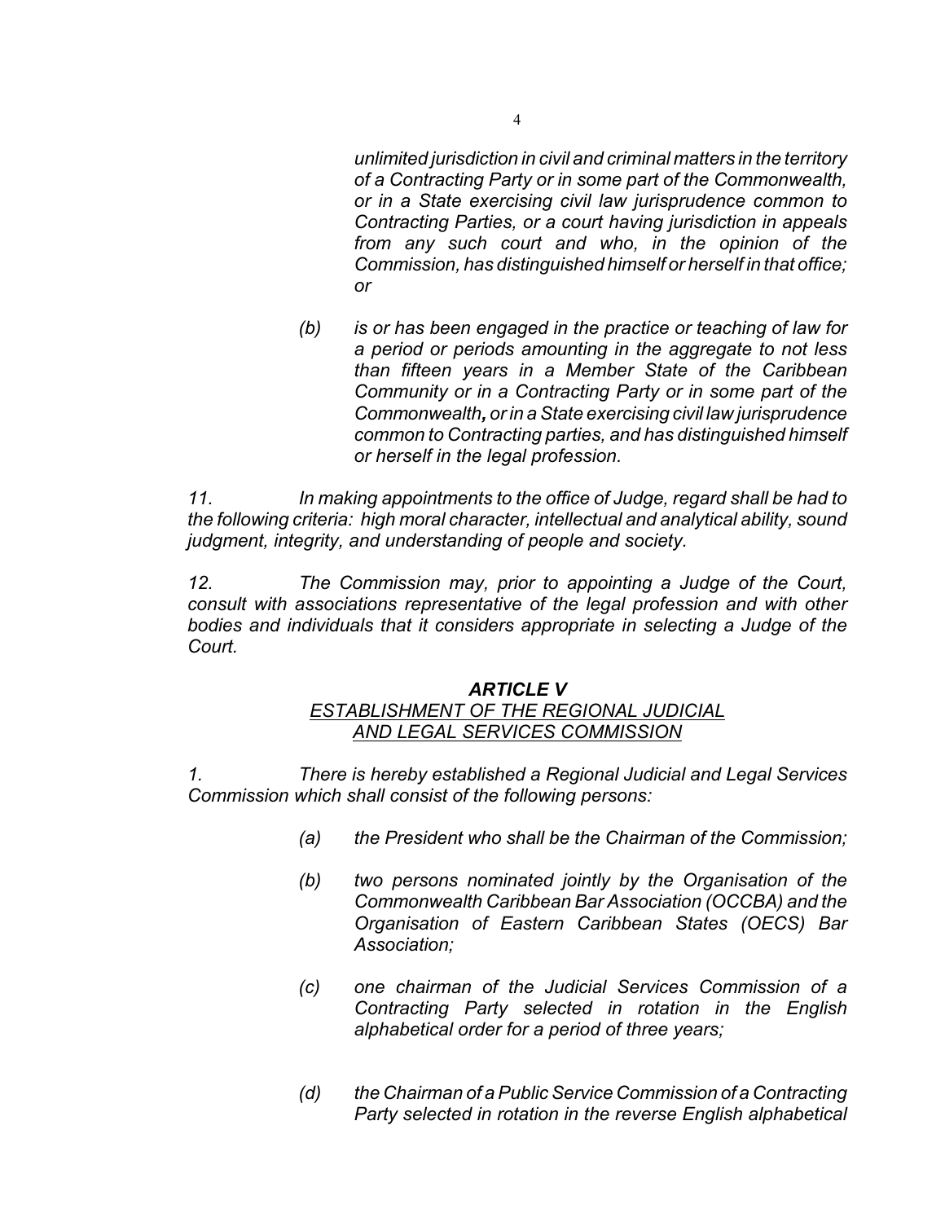*unlimited jurisdiction in civil and criminal matters in the territory of a Contracting Party or in some part of the Commonwealth, or in a State exercising civil law jurisprudence common to Contracting Parties, or a court having jurisdiction in appeals from any such court and who, in the opinion of the Commission, has distinguished himself or herself in that office; or*

*(b) is or has been engaged in the practice or teaching of law for a period or periods amounting in the aggregate to not less than fifteen years in a Member State of the Caribbean Community or in a Contracting Party or in some part of the Commonwealth, or in a State exercising civil law jurisprudence common to Contracting parties, and has distinguished himself or herself in the legal profession.*

*11. In making appointments to the office of Judge, regard shall be had to the following criteria: high moral character, intellectual and analytical ability, sound judgment, integrity, and understanding of people and society.*

*12. The Commission may, prior to appointing a Judge of the Court, consult with associations representative of the legal profession and with other bodies and individuals that it considers appropriate in selecting a Judge of the Court.*

## *ARTICLE V*
### *ESTABLISHMENT OF THE REGIONAL JUDICIAL AND LEGAL SERVICES COMMISSION*

*1. There is hereby established a Regional Judicial and Legal Services Commission which shall consist of the following persons:*

*(a) the President who shall be the Chairman of the Commission;*

*(b) two persons nominated jointly by the Organisation of the Commonwealth Caribbean Bar Association (OCCBA) and the Organisation of Eastern Caribbean States (OECS) Bar Association;*

*(c) one chairman of the Judicial Services Commission of a Contracting Party selected in rotation in the English alphabetical order for a period of three years;*

*(d) the Chairman of a Public Service Commission of a Contracting Party selected in rotation in the reverse English alphabetical*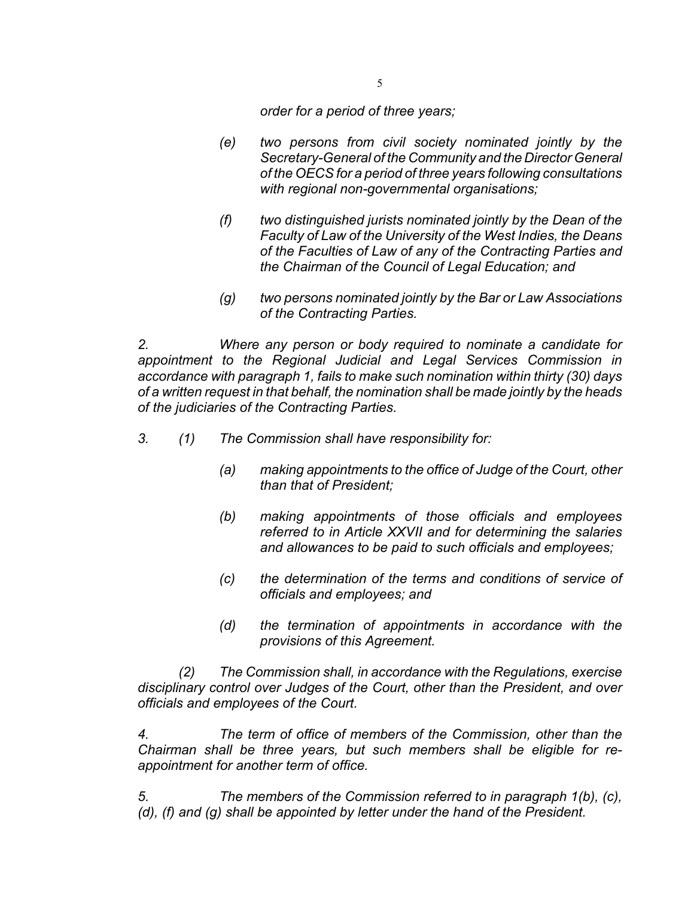*order for a period of three years;*

*(e) two persons from civil society nominated jointly by the Secretary-General of the Community and the Director General of the OECS for a period of three years following consultations with regional non-governmental organisations;*

*(f) two distinguished jurists nominated jointly by the Dean of the Faculty of Law of the University of the West Indies, the Deans of the Faculties of Law of any of the Contracting Parties and the Chairman of the Council of Legal Education; and*

*(g) two persons nominated jointly by the Bar or Law Associations of the Contracting Parties.*

*2. Where any person or body required to nominate a candidate for appointment to the Regional Judicial and Legal Services Commission in accordance with paragraph 1, fails to make such nomination within thirty (30) days of a written request in that behalf, the nomination shall be made jointly by the heads of the judiciaries of the Contracting Parties.*

*3. (1) The Commission shall have responsibility for:*

*(a) making appointments to the office of Judge of the Court, other than that of President;*

*(b) making appointments of those officials and employees referred to in Article XXVII and for determining the salaries and allowances to be paid to such officials and employees;*

*(c) the determination of the terms and conditions of service of officials and employees; and*

*(d) the termination of appointments in accordance with the provisions of this Agreement.*

*(2) The Commission shall, in accordance with the Regulations, exercise disciplinary control over Judges of the Court, other than the President, and over officials and employees of the Court.*

*4. The term of office of members of the Commission, other than the Chairman shall be three years, but such members shall be eligible for re-appointment for another term of office.*

*5. The members of the Commission referred to in paragraph 1(b), (c), (d), (f) and (g) shall be appointed by letter under the hand of the President.*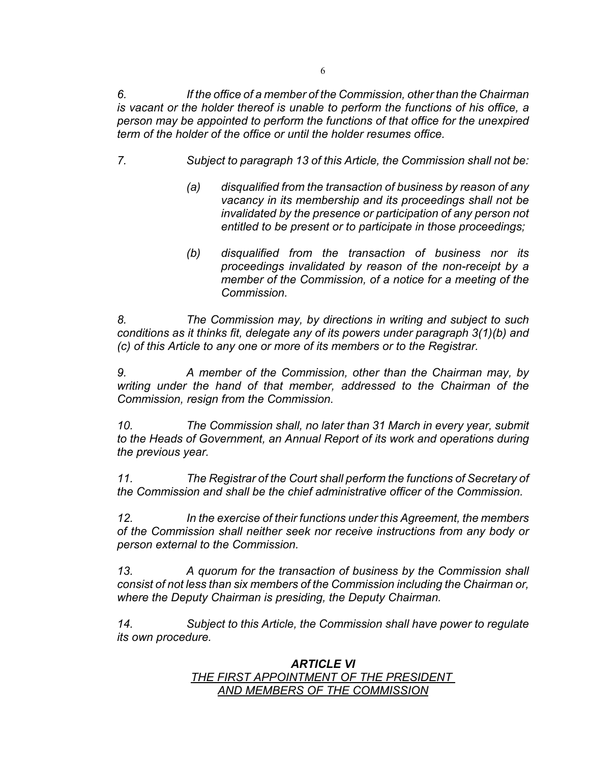*6. If the office of a member of the Commission, other than the Chairman is vacant or the holder thereof is unable to perform the functions of his office, a person may be appointed to perform the functions of that office for the unexpired term of the holder of the office or until the holder resumes office.*

*7. Subject to paragraph 13 of this Article, the Commission shall not be:*

> *(a) disqualified from the transaction of business by reason of any vacancy in its membership and its proceedings shall not be invalidated by the presence or participation of any person not entitled to be present or to participate in those proceedings;*
>
> *(b) disqualified from the transaction of business nor its proceedings invalidated by reason of the non-receipt by a member of the Commission, of a notice for a meeting of the Commission.*

*8. The Commission may, by directions in writing and subject to such conditions as it thinks fit, delegate any of its powers under paragraph 3(1)(b) and (c) of this Article to any one or more of its members or to the Registrar.*

*9. A member of the Commission, other than the Chairman may, by writing under the hand of that member, addressed to the Chairman of the Commission, resign from the Commission.*

*10. The Commission shall, no later than 31 March in every year, submit to the Heads of Government, an Annual Report of its work and operations during the previous year.*

*11. The Registrar of the Court shall perform the functions of Secretary of the Commission and shall be the chief administrative officer of the Commission.*

*12. In the exercise of their functions under this Agreement, the members of the Commission shall neither seek nor receive instructions from any body or person external to the Commission.*

*13. A quorum for the transaction of business by the Commission shall consist of not less than six members of the Commission including the Chairman or, where the Deputy Chairman is presiding, the Deputy Chairman.*

*14. Subject to this Article, the Commission shall have power to regulate its own procedure.*

## ***ARTICLE VI***

### *THE FIRST APPOINTMENT OF THE PRESIDENT AND MEMBERS OF THE COMMISSION*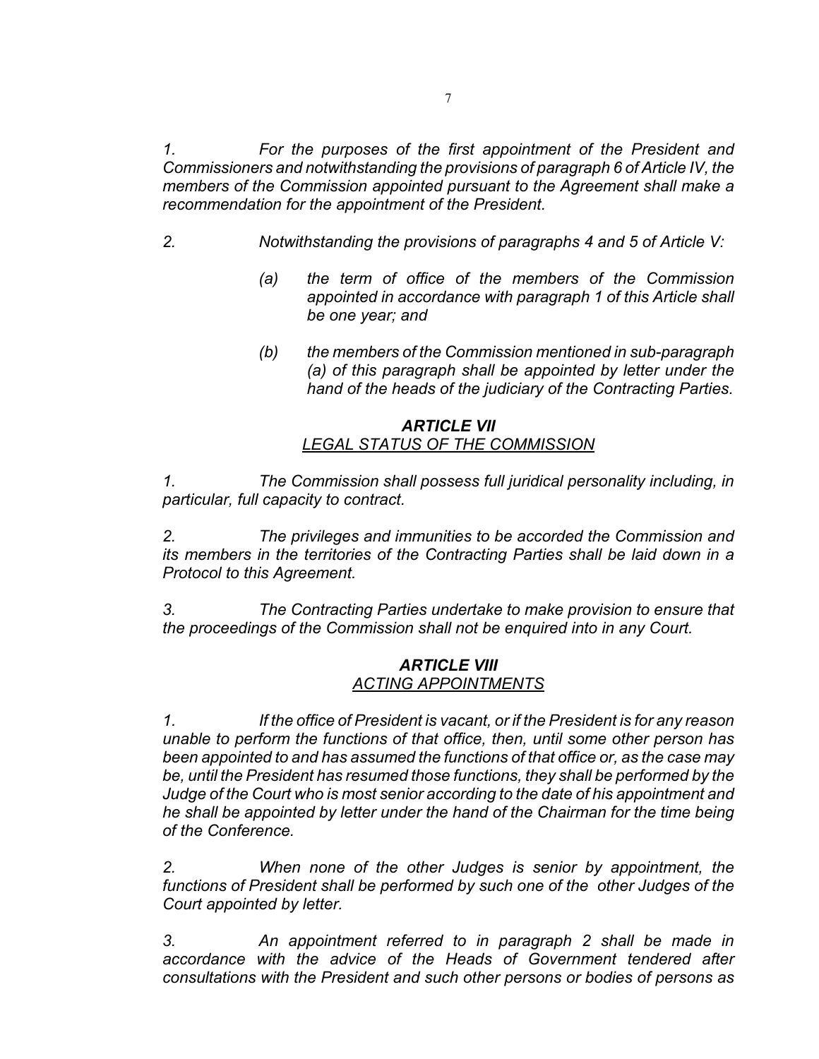*1. For the purposes of the first appointment of the President and Commissioners and notwithstanding the provisions of paragraph 6 of Article IV, the members of the Commission appointed pursuant to the Agreement shall make a recommendation for the appointment of the President.*

*2. Notwithstanding the provisions of paragraphs 4 and 5 of Article V:*

> *(a) the term of office of the members of the Commission appointed in accordance with paragraph 1 of this Article shall be one year; and*
>
> *(b) the members of the Commission mentioned in sub-paragraph (a) of this paragraph shall be appointed by letter under the hand of the heads of the judiciary of the Contracting Parties.*

## *ARTICLE VII*
### *LEGAL STATUS OF THE COMMISSION*

*1. The Commission shall possess full juridical personality including, in particular, full capacity to contract.*

*2. The privileges and immunities to be accorded the Commission and its members in the territories of the Contracting Parties shall be laid down in a Protocol to this Agreement.*

*3. The Contracting Parties undertake to make provision to ensure that the proceedings of the Commission shall not be enquired into in any Court.*

## *ARTICLE VIII*
### *ACTING APPOINTMENTS*

*1. If the office of President is vacant, or if the President is for any reason unable to perform the functions of that office, then, until some other person has been appointed to and has assumed the functions of that office or, as the case may be, until the President has resumed those functions, they shall be performed by the Judge of the Court who is most senior according to the date of his appointment and he shall be appointed by letter under the hand of the Chairman for the time being of the Conference.*

*2. When none of the other Judges is senior by appointment, the functions of President shall be performed by such one of the other Judges of the Court appointed by letter.*

*3. An appointment referred to in paragraph 2 shall be made in accordance with the advice of the Heads of Government tendered after consultations with the President and such other persons or bodies of persons as*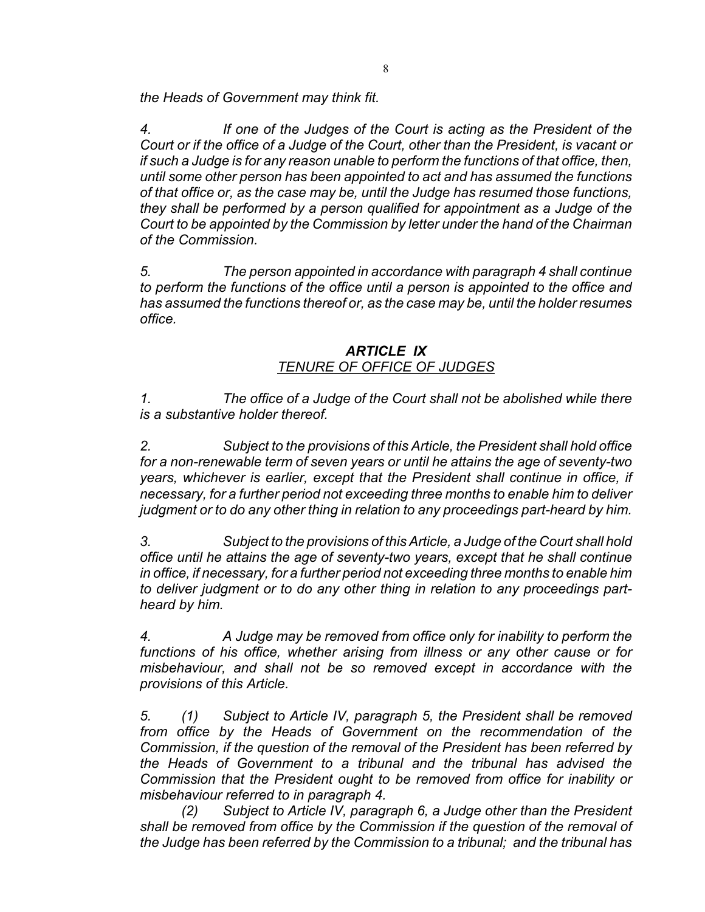*the Heads of Government may think fit.*

*4. If one of the Judges of the Court is acting as the President of the Court or if the office of a Judge of the Court, other than the President, is vacant or if such a Judge is for any reason unable to perform the functions of that office, then, until some other person has been appointed to act and has assumed the functions of that office or, as the case may be, until the Judge has resumed those functions, they shall be performed by a person qualified for appointment as a Judge of the Court to be appointed by the Commission by letter under the hand of the Chairman of the Commission.*

*5. The person appointed in accordance with paragraph 4 shall continue to perform the functions of the office until a person is appointed to the office and has assumed the functions thereof or, as the case may be, until the holder resumes office.*

## ***ARTICLE IX***
### *TENURE OF OFFICE OF JUDGES*

*1. The office of a Judge of the Court shall not be abolished while there is a substantive holder thereof.*

*2. Subject to the provisions of this Article, the President shall hold office for a non-renewable term of seven years or until he attains the age of seventy-two years, whichever is earlier, except that the President shall continue in office, if necessary, for a further period not exceeding three months to enable him to deliver judgment or to do any other thing in relation to any proceedings part-heard by him.*

*3. Subject to the provisions of this Article, a Judge of the Court shall hold office until he attains the age of seventy-two years, except that he shall continue in office, if necessary, for a further period not exceeding three months to enable him to deliver judgment or to do any other thing in relation to any proceedings part-heard by him.*

*4. A Judge may be removed from office only for inability to perform the functions of his office, whether arising from illness or any other cause or for misbehaviour, and shall not be so removed except in accordance with the provisions of this Article.*

*5. (1) Subject to Article IV, paragraph 5, the President shall be removed from office by the Heads of Government on the recommendation of the Commission, if the question of the removal of the President has been referred by the Heads of Government to a tribunal and the tribunal has advised the Commission that the President ought to be removed from office for inability or misbehaviour referred to in paragraph 4.*

*(2) Subject to Article IV, paragraph 6, a Judge other than the President shall be removed from office by the Commission if the question of the removal of the Judge has been referred by the Commission to a tribunal; and the tribunal has*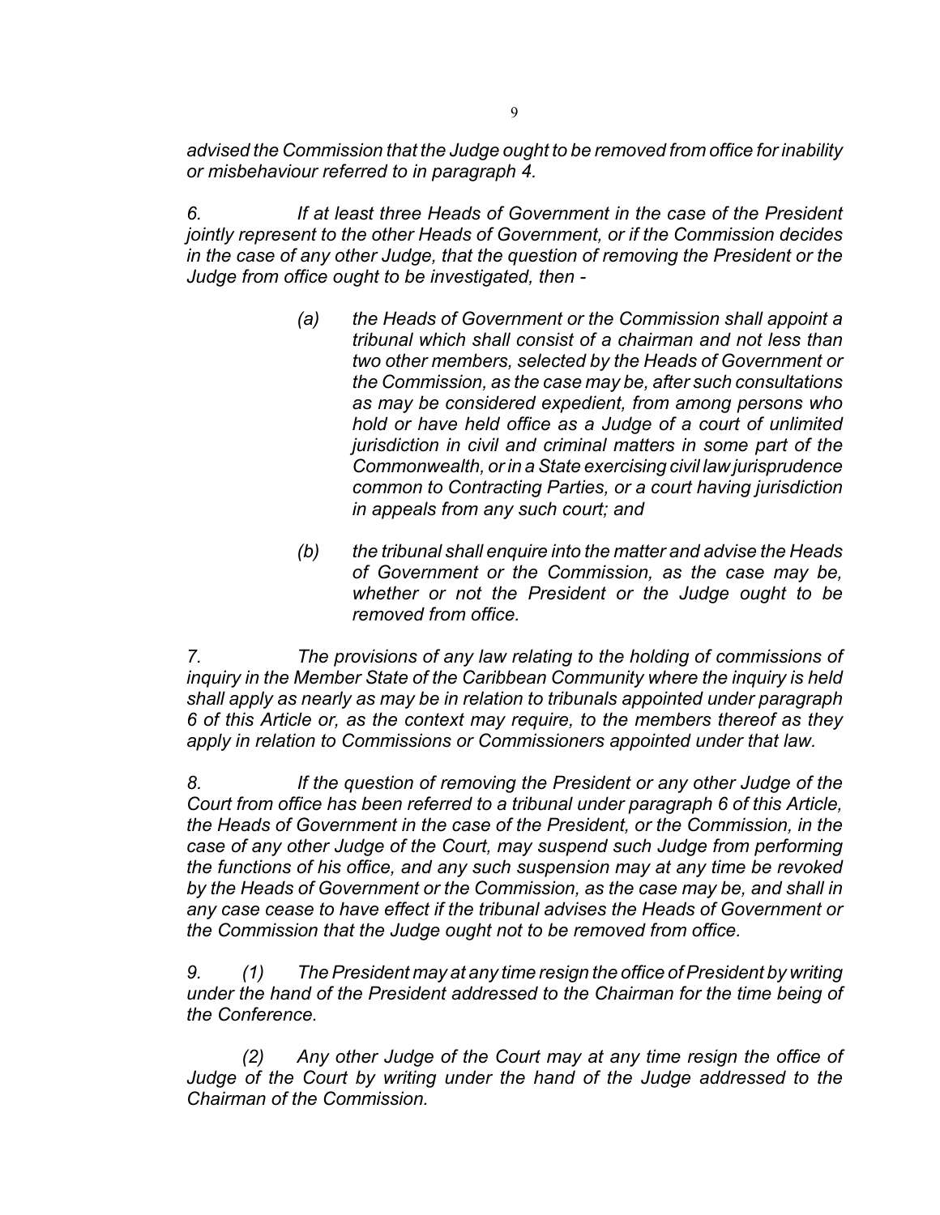*advised the Commission that the Judge ought to be removed from office for inability or misbehaviour referred to in paragraph 4.*

*6. If at least three Heads of Government in the case of the President jointly represent to the other Heads of Government, or if the Commission decides in the case of any other Judge, that the question of removing the President or the Judge from office ought to be investigated, then -*

> *(a) the Heads of Government or the Commission shall appoint a tribunal which shall consist of a chairman and not less than two other members, selected by the Heads of Government or the Commission, as the case may be, after such consultations as may be considered expedient, from among persons who hold or have held office as a Judge of a court of unlimited jurisdiction in civil and criminal matters in some part of the Commonwealth, or in a State exercising civil law jurisprudence common to Contracting Parties, or a court having jurisdiction in appeals from any such court; and*
>
> *(b) the tribunal shall enquire into the matter and advise the Heads of Government or the Commission, as the case may be, whether or not the President or the Judge ought to be removed from office.*

*7. The provisions of any law relating to the holding of commissions of inquiry in the Member State of the Caribbean Community where the inquiry is held shall apply as nearly as may be in relation to tribunals appointed under paragraph 6 of this Article or, as the context may require, to the members thereof as they apply in relation to Commissions or Commissioners appointed under that law.*

*8. If the question of removing the President or any other Judge of the Court from office has been referred to a tribunal under paragraph 6 of this Article, the Heads of Government in the case of the President, or the Commission, in the case of any other Judge of the Court, may suspend such Judge from performing the functions of his office, and any such suspension may at any time be revoked by the Heads of Government or the Commission, as the case may be, and shall in any case cease to have effect if the tribunal advises the Heads of Government or the Commission that the Judge ought not to be removed from office.*

*9. (1) The President may at any time resign the office of President by writing under the hand of the President addressed to the Chairman for the time being of the Conference.*

*(2) Any other Judge of the Court may at any time resign the office of Judge of the Court by writing under the hand of the Judge addressed to the Chairman of the Commission.*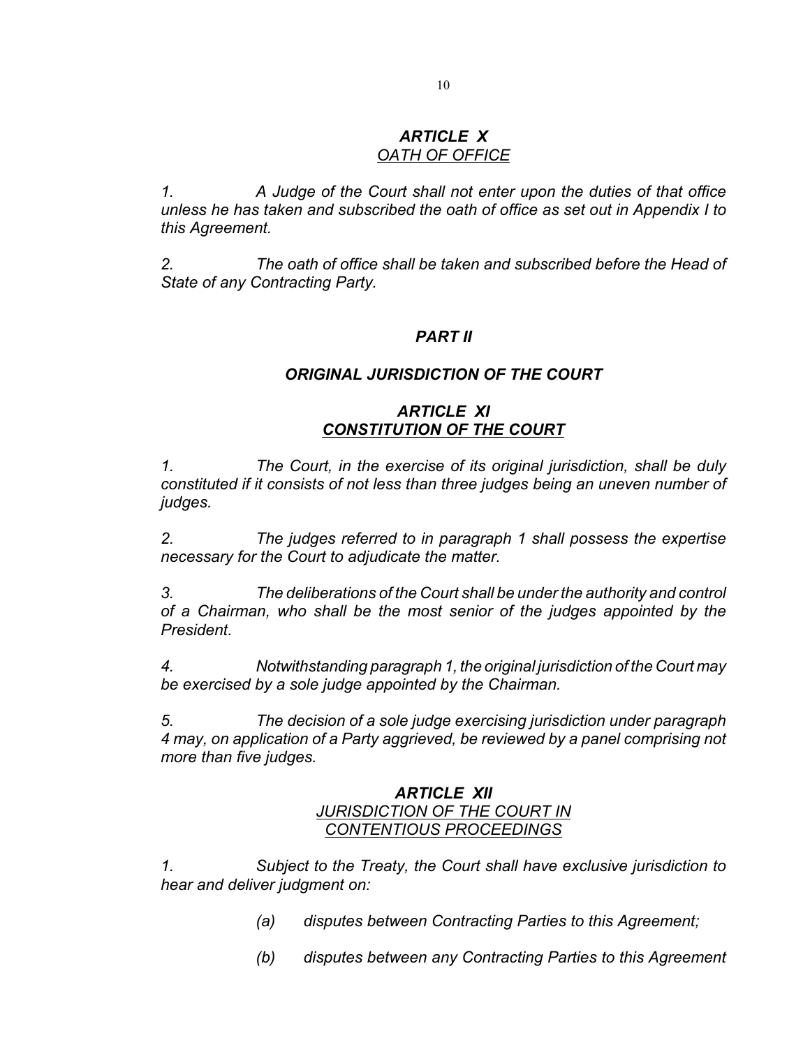### *ARTICLE X*
*OATH OF OFFICE*

*1. A Judge of the Court shall not enter upon the duties of that office unless he has taken and subscribed the oath of office as set out in Appendix I to this Agreement.*

*2. The oath of office shall be taken and subscribed before the Head of State of any Contracting Party.*

## *PART II*

## *ORIGINAL JURISDICTION OF THE COURT*

### *ARTICLE XI*
***CONSTITUTION OF THE COURT***

*1. The Court, in the exercise of its original jurisdiction, shall be duly constituted if it consists of not less than three judges being an uneven number of judges.*

*2. The judges referred to in paragraph 1 shall possess the expertise necessary for the Court to adjudicate the matter.*

*3. The deliberations of the Court shall be under the authority and control of a Chairman, who shall be the most senior of the judges appointed by the President.*

*4. Notwithstanding paragraph 1, the original jurisdiction of the Court may be exercised by a sole judge appointed by the Chairman.*

*5. The decision of a sole judge exercising jurisdiction under paragraph 4 may, on application of a Party aggrieved, be reviewed by a panel comprising not more than five judges.*

### *ARTICLE XII*
*JURISDICTION OF THE COURT IN CONTENTIOUS PROCEEDINGS*

*1. Subject to the Treaty, the Court shall have exclusive jurisdiction to hear and deliver judgment on:*

*(a) disputes between Contracting Parties to this Agreement;*

*(b) disputes between any Contracting Parties to this Agreement*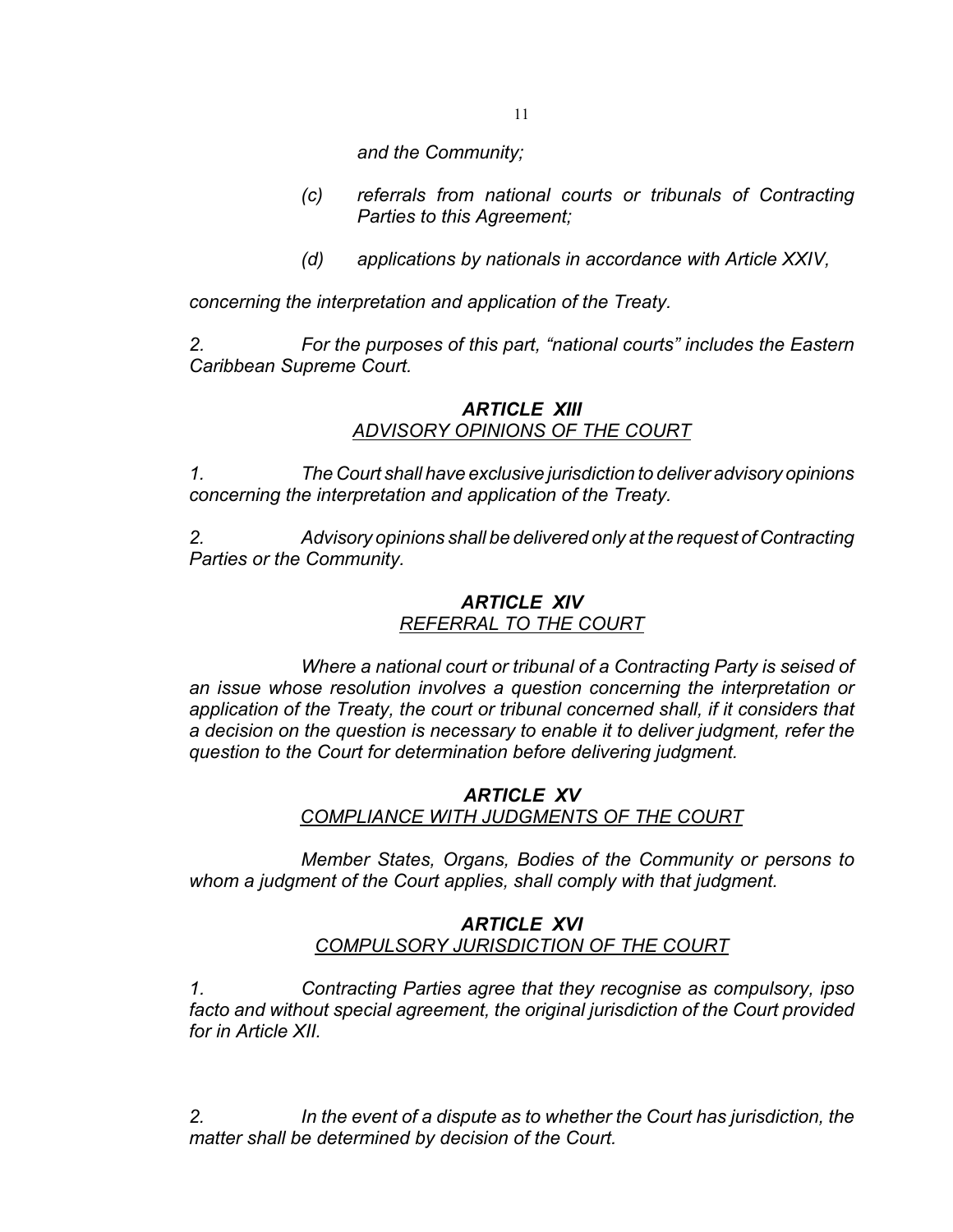*and the Community;*

*(c) referrals from national courts or tribunals of Contracting Parties to this Agreement;*

*(d) applications by nationals in accordance with Article XXIV,*

*concerning the interpretation and application of the Treaty.*

*2. For the purposes of this part, "national courts" includes the Eastern Caribbean Supreme Court.*

### *ARTICLE XIII*
### *ADVISORY OPINIONS OF THE COURT*

*1. The Court shall have exclusive jurisdiction to deliver advisory opinions concerning the interpretation and application of the Treaty.*

*2. Advisory opinions shall be delivered only at the request of Contracting Parties or the Community.*

### *ARTICLE XIV*
### *REFERRAL TO THE COURT*

*Where a national court or tribunal of a Contracting Party is seised of an issue whose resolution involves a question concerning the interpretation or application of the Treaty, the court or tribunal concerned shall, if it considers that a decision on the question is necessary to enable it to deliver judgment, refer the question to the Court for determination before delivering judgment.*

### *ARTICLE XV*
### *COMPLIANCE WITH JUDGMENTS OF THE COURT*

*Member States, Organs, Bodies of the Community or persons to whom a judgment of the Court applies, shall comply with that judgment.*

### *ARTICLE XVI*
### *COMPULSORY JURISDICTION OF THE COURT*

*1. Contracting Parties agree that they recognise as compulsory, ipso facto and without special agreement, the original jurisdiction of the Court provided for in Article XII.*

*2. In the event of a dispute as to whether the Court has jurisdiction, the matter shall be determined by decision of the Court.*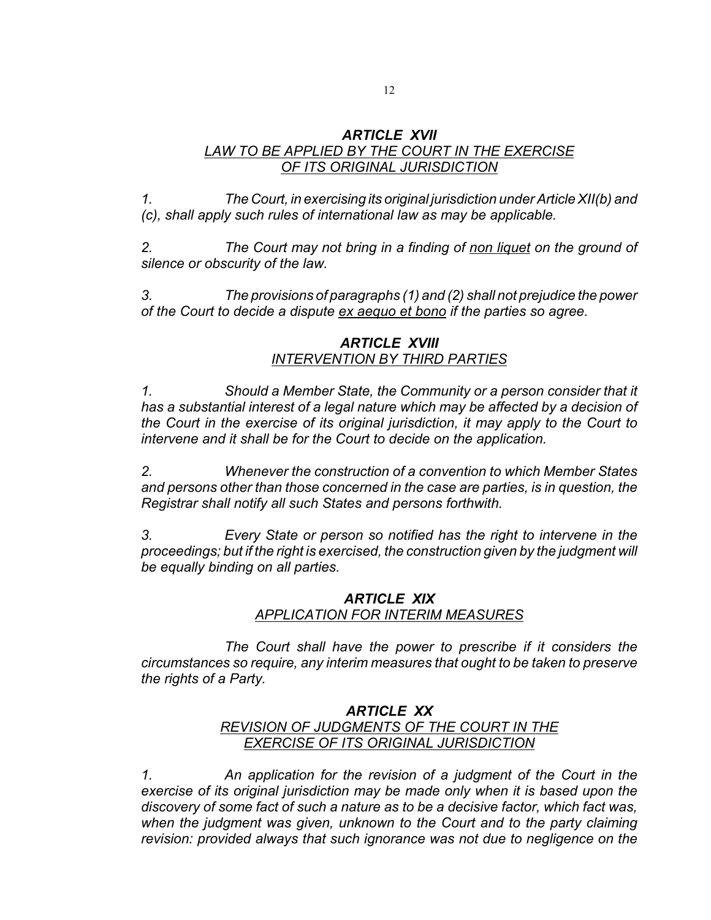### *ARTICLE XVII*

### *LAW TO BE APPLIED BY THE COURT IN THE EXERCISE OF ITS ORIGINAL JURISDICTION*

*1. The Court, in exercising its original jurisdiction under Article XII(b) and (c), shall apply such rules of international law as may be applicable.*

*2. The Court may not bring in a finding of non liquet on the ground of silence or obscurity of the law.*

*3. The provisions of paragraphs (1) and (2) shall not prejudice the power of the Court to decide a dispute ex aequo et bono if the parties so agree.*

### *ARTICLE XVIII*

### *INTERVENTION BY THIRD PARTIES*

*1. Should a Member State, the Community or a person consider that it has a substantial interest of a legal nature which may be affected by a decision of the Court in the exercise of its original jurisdiction, it may apply to the Court to intervene and it shall be for the Court to decide on the application.*

*2. Whenever the construction of a convention to which Member States and persons other than those concerned in the case are parties, is in question, the Registrar shall notify all such States and persons forthwith.*

*3. Every State or person so notified has the right to intervene in the proceedings; but if the right is exercised, the construction given by the judgment will be equally binding on all parties.*

### *ARTICLE XIX*

### *APPLICATION FOR INTERIM MEASURES*

*The Court shall have the power to prescribe if it considers the circumstances so require, any interim measures that ought to be taken to preserve the rights of a Party.*

### *ARTICLE XX*

### *REVISION OF JUDGMENTS OF THE COURT IN THE EXERCISE OF ITS ORIGINAL JURISDICTION*

*1. An application for the revision of a judgment of the Court in the exercise of its original jurisdiction may be made only when it is based upon the discovery of some fact of such a nature as to be a decisive factor, which fact was, when the judgment was given, unknown to the Court and to the party claiming revision: provided always that such ignorance was not due to negligence on the*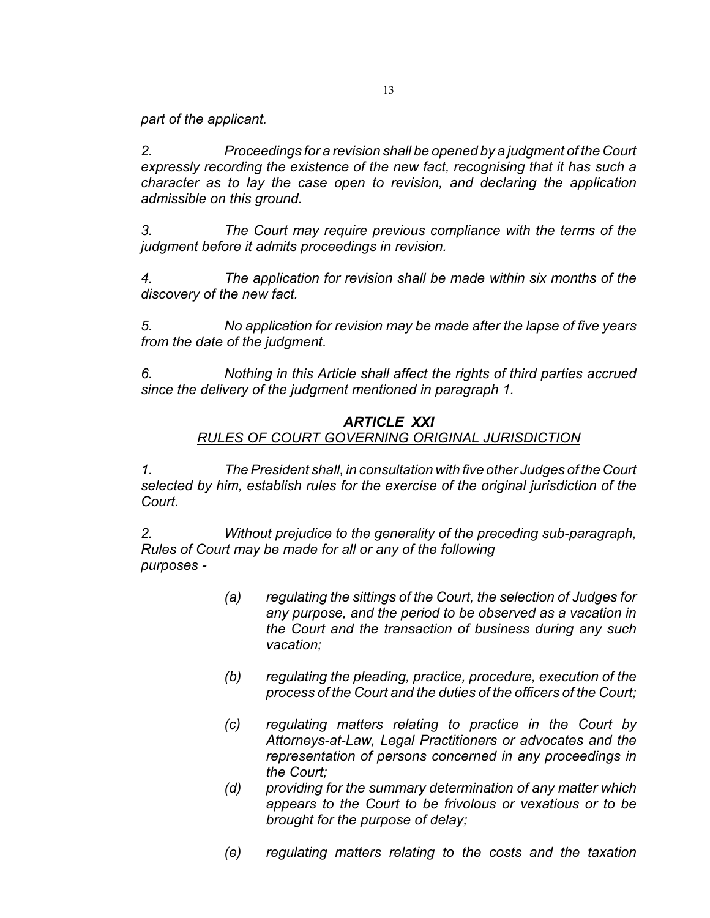*part of the applicant.*

*2. Proceedings for a revision shall be opened by a judgment of the Court expressly recording the existence of the new fact, recognising that it has such a character as to lay the case open to revision, and declaring the application admissible on this ground.*

*3. The Court may require previous compliance with the terms of the judgment before it admits proceedings in revision.*

*4. The application for revision shall be made within six months of the discovery of the new fact.*

*5. No application for revision may be made after the lapse of five years from the date of the judgment.*

*6. Nothing in this Article shall affect the rights of third parties accrued since the delivery of the judgment mentioned in paragraph 1.*

## *ARTICLE XXI*

### *RULES OF COURT GOVERNING ORIGINAL JURISDICTION*

*1. The President shall, in consultation with five other Judges of the Court selected by him, establish rules for the exercise of the original jurisdiction of the Court.*

*2. Without prejudice to the generality of the preceding sub-paragraph, Rules of Court may be made for all or any of the following purposes -*

> *(a) regulating the sittings of the Court, the selection of Judges for any purpose, and the period to be observed as a vacation in the Court and the transaction of business during any such vacation;*
>
> *(b) regulating the pleading, practice, procedure, execution of the process of the Court and the duties of the officers of the Court;*
>
> *(c) regulating matters relating to practice in the Court by Attorneys-at-Law, Legal Practitioners or advocates and the representation of persons concerned in any proceedings in the Court;*
>
> *(d) providing for the summary determination of any matter which appears to the Court to be frivolous or vexatious or to be brought for the purpose of delay;*
>
> *(e) regulating matters relating to the costs and the taxation*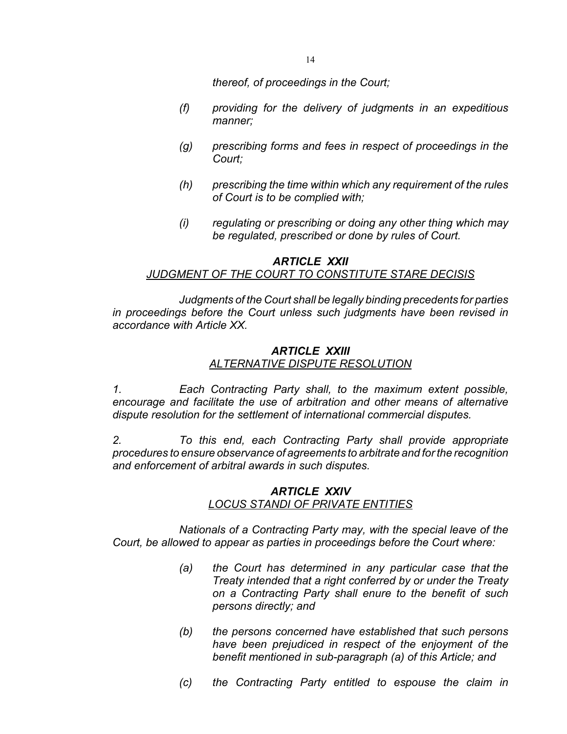*thereof, of proceedings in the Court;*

*(f) providing for the delivery of judgments in an expeditious manner;*

*(g) prescribing forms and fees in respect of proceedings in the Court;*

*(h) prescribing the time within which any requirement of the rules of Court is to be complied with;*

*(i) regulating or prescribing or doing any other thing which may be regulated, prescribed or done by rules of Court.*

## ***ARTICLE XXII***
***JUDGMENT OF THE COURT TO CONSTITUTE STARE DECISIS***

*Judgments of the Court shall be legally binding precedents for parties in proceedings before the Court unless such judgments have been revised in accordance with Article XX.*

## ***ARTICLE XXIII***
***ALTERNATIVE DISPUTE RESOLUTION***

*1. Each Contracting Party shall, to the maximum extent possible, encourage and facilitate the use of arbitration and other means of alternative dispute resolution for the settlement of international commercial disputes.*

*2. To this end, each Contracting Party shall provide appropriate procedures to ensure observance of agreements to arbitrate and for the recognition and enforcement of arbitral awards in such disputes.*

## ***ARTICLE XXIV***
***LOCUS STANDI OF PRIVATE ENTITIES***

*Nationals of a Contracting Party may, with the special leave of the Court, be allowed to appear as parties in proceedings before the Court where:*

*(a) the Court has determined in any particular case that the Treaty intended that a right conferred by or under the Treaty on a Contracting Party shall enure to the benefit of such persons directly; and*

*(b) the persons concerned have established that such persons have been prejudiced in respect of the enjoyment of the benefit mentioned in sub-paragraph (a) of this Article; and*

*(c) the Contracting Party entitled to espouse the claim in*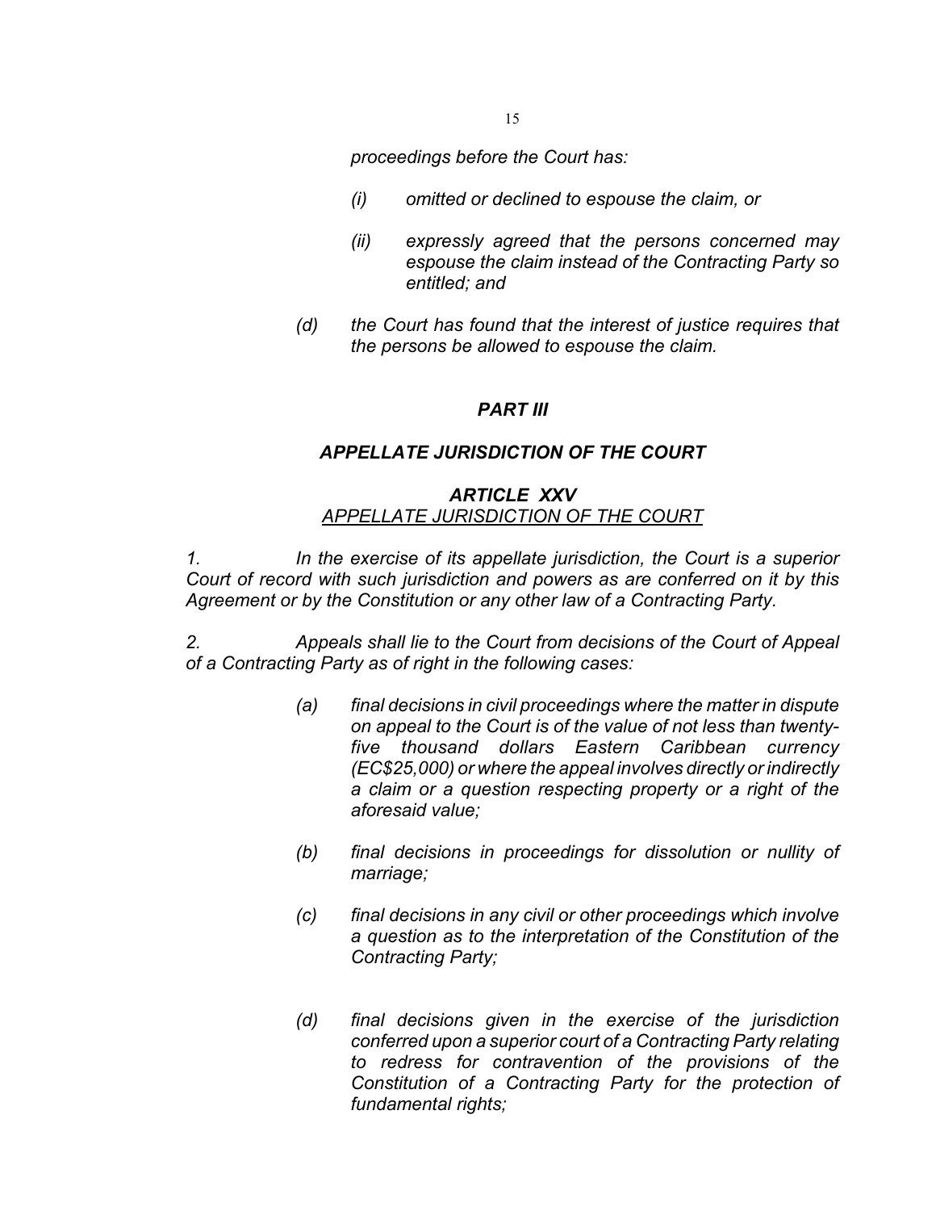*proceedings before the Court has:*

- *(i) omitted or declined to espouse the claim, or*
- *(ii) expressly agreed that the persons concerned may espouse the claim instead of the Contracting Party so entitled; and*

*(d) the Court has found that the interest of justice requires that the persons be allowed to espouse the claim.*

## *PART III*

## *APPELLATE JURISDICTION OF THE COURT*

### *ARTICLE XXV*
*APPELLATE JURISDICTION OF THE COURT*

*1. In the exercise of its appellate jurisdiction, the Court is a superior Court of record with such jurisdiction and powers as are conferred on it by this Agreement or by the Constitution or any other law of a Contracting Party.*

*2. Appeals shall lie to the Court from decisions of the Court of Appeal of a Contracting Party as of right in the following cases:*

*(a) final decisions in civil proceedings where the matter in dispute on appeal to the Court is of the value of not less than twenty-five thousand dollars Eastern Caribbean currency (EC$25,000) or where the appeal involves directly or indirectly a claim or a question respecting property or a right of the aforesaid value;*

*(b) final decisions in proceedings for dissolution or nullity of marriage;*

*(c) final decisions in any civil or other proceedings which involve a question as to the interpretation of the Constitution of the Contracting Party;*

*(d) final decisions given in the exercise of the jurisdiction conferred upon a superior court of a Contracting Party relating to redress for contravention of the provisions of the Constitution of a Contracting Party for the protection of fundamental rights;*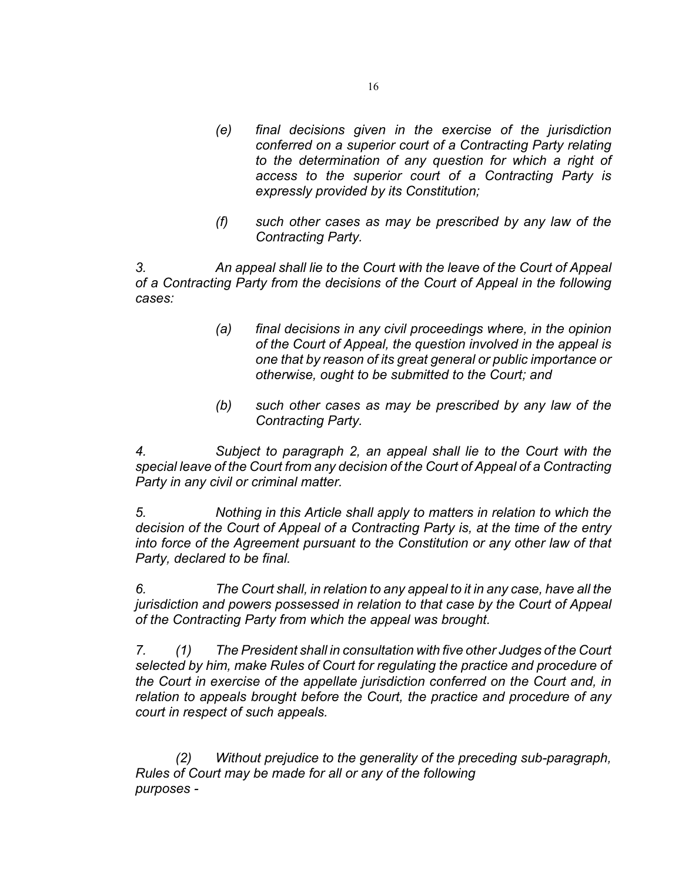*(e) final decisions given in the exercise of the jurisdiction conferred on a superior court of a Contracting Party relating to the determination of any question for which a right of access to the superior court of a Contracting Party is expressly provided by its Constitution;*

*(f) such other cases as may be prescribed by any law of the Contracting Party.*

*3. An appeal shall lie to the Court with the leave of the Court of Appeal of a Contracting Party from the decisions of the Court of Appeal in the following cases:*

*(a) final decisions in any civil proceedings where, in the opinion of the Court of Appeal, the question involved in the appeal is one that by reason of its great general or public importance or otherwise, ought to be submitted to the Court; and*

*(b) such other cases as may be prescribed by any law of the Contracting Party.*

*4. Subject to paragraph 2, an appeal shall lie to the Court with the special leave of the Court from any decision of the Court of Appeal of a Contracting Party in any civil or criminal matter.*

*5. Nothing in this Article shall apply to matters in relation to which the decision of the Court of Appeal of a Contracting Party is, at the time of the entry into force of the Agreement pursuant to the Constitution or any other law of that Party, declared to be final.*

*6. The Court shall, in relation to any appeal to it in any case, have all the jurisdiction and powers possessed in relation to that case by the Court of Appeal of the Contracting Party from which the appeal was brought.*

*7. (1) The President shall in consultation with five other Judges of the Court selected by him, make Rules of Court for regulating the practice and procedure of the Court in exercise of the appellate jurisdiction conferred on the Court and, in relation to appeals brought before the Court, the practice and procedure of any court in respect of such appeals.*

*(2) Without prejudice to the generality of the preceding sub-paragraph, Rules of Court may be made for all or any of the following purposes -*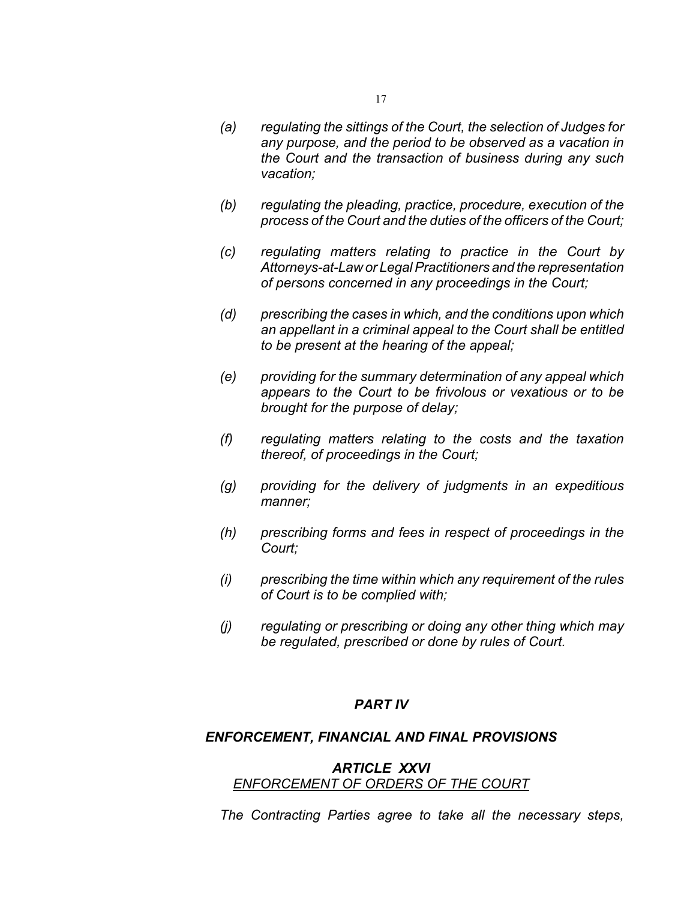*(a) regulating the sittings of the Court, the selection of Judges for any purpose, and the period to be observed as a vacation in the Court and the transaction of business during any such vacation;*

*(b) regulating the pleading, practice, procedure, execution of the process of the Court and the duties of the officers of the Court;*

*(c) regulating matters relating to practice in the Court by Attorneys-at-Law or Legal Practitioners and the representation of persons concerned in any proceedings in the Court;*

*(d) prescribing the cases in which, and the conditions upon which an appellant in a criminal appeal to the Court shall be entitled to be present at the hearing of the appeal;*

*(e) providing for the summary determination of any appeal which appears to the Court to be frivolous or vexatious or to be brought for the purpose of delay;*

*(f) regulating matters relating to the costs and the taxation thereof, of proceedings in the Court;*

*(g) providing for the delivery of judgments in an expeditious manner;*

*(h) prescribing forms and fees in respect of proceedings in the Court;*

*(i) prescribing the time within which any requirement of the rules of Court is to be complied with;*

*(j) regulating or prescribing or doing any other thing which may be regulated, prescribed or done by rules of Court.*

## *PART IV*

## *ENFORCEMENT, FINANCIAL AND FINAL PROVISIONS*

### *ARTICLE XXVI*

*ENFORCEMENT OF ORDERS OF THE COURT*

*The Contracting Parties agree to take all the necessary steps,*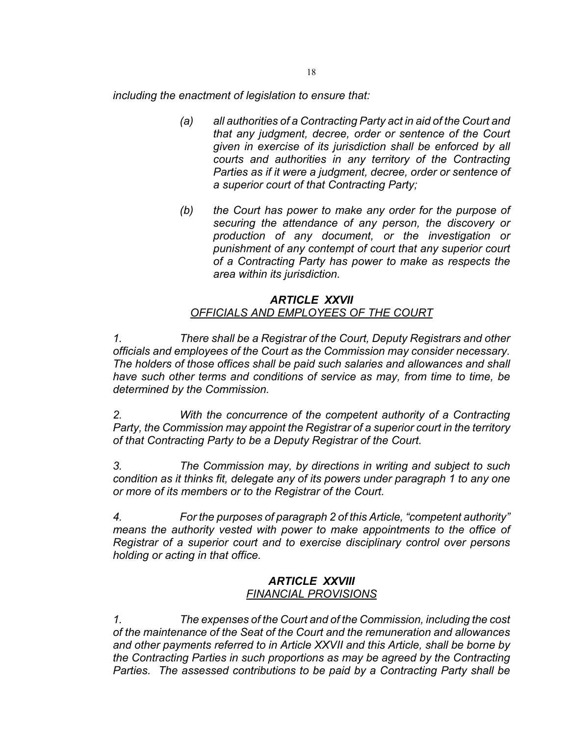*including the enactment of legislation to ensure that:*

> *(a) all authorities of a Contracting Party act in aid of the Court and that any judgment, decree, order or sentence of the Court given in exercise of its jurisdiction shall be enforced by all courts and authorities in any territory of the Contracting Parties as if it were a judgment, decree, order or sentence of a superior court of that Contracting Party;*
>
> *(b) the Court has power to make any order for the purpose of securing the attendance of any person, the discovery or production of any document, or the investigation or punishment of any contempt of court that any superior court of a Contracting Party has power to make as respects the area within its jurisdiction.*

### *ARTICLE XXVII*

*OFFICIALS AND EMPLOYEES OF THE COURT*

*1. There shall be a Registrar of the Court, Deputy Registrars and other officials and employees of the Court as the Commission may consider necessary. The holders of those offices shall be paid such salaries and allowances and shall have such other terms and conditions of service as may, from time to time, be determined by the Commission.*

*2. With the concurrence of the competent authority of a Contracting Party, the Commission may appoint the Registrar of a superior court in the territory of that Contracting Party to be a Deputy Registrar of the Court.*

*3. The Commission may, by directions in writing and subject to such condition as it thinks fit, delegate any of its powers under paragraph 1 to any one or more of its members or to the Registrar of the Court.*

*4. For the purposes of paragraph 2 of this Article, "competent authority" means the authority vested with power to make appointments to the office of Registrar of a superior court and to exercise disciplinary control over persons holding or acting in that office.*

### *ARTICLE XXVIII*

*FINANCIAL PROVISIONS*

*1. The expenses of the Court and of the Commission, including the cost of the maintenance of the Seat of the Court and the remuneration and allowances and other payments referred to in Article XXVII and this Article, shall be borne by the Contracting Parties in such proportions as may be agreed by the Contracting Parties. The assessed contributions to be paid by a Contracting Party shall be*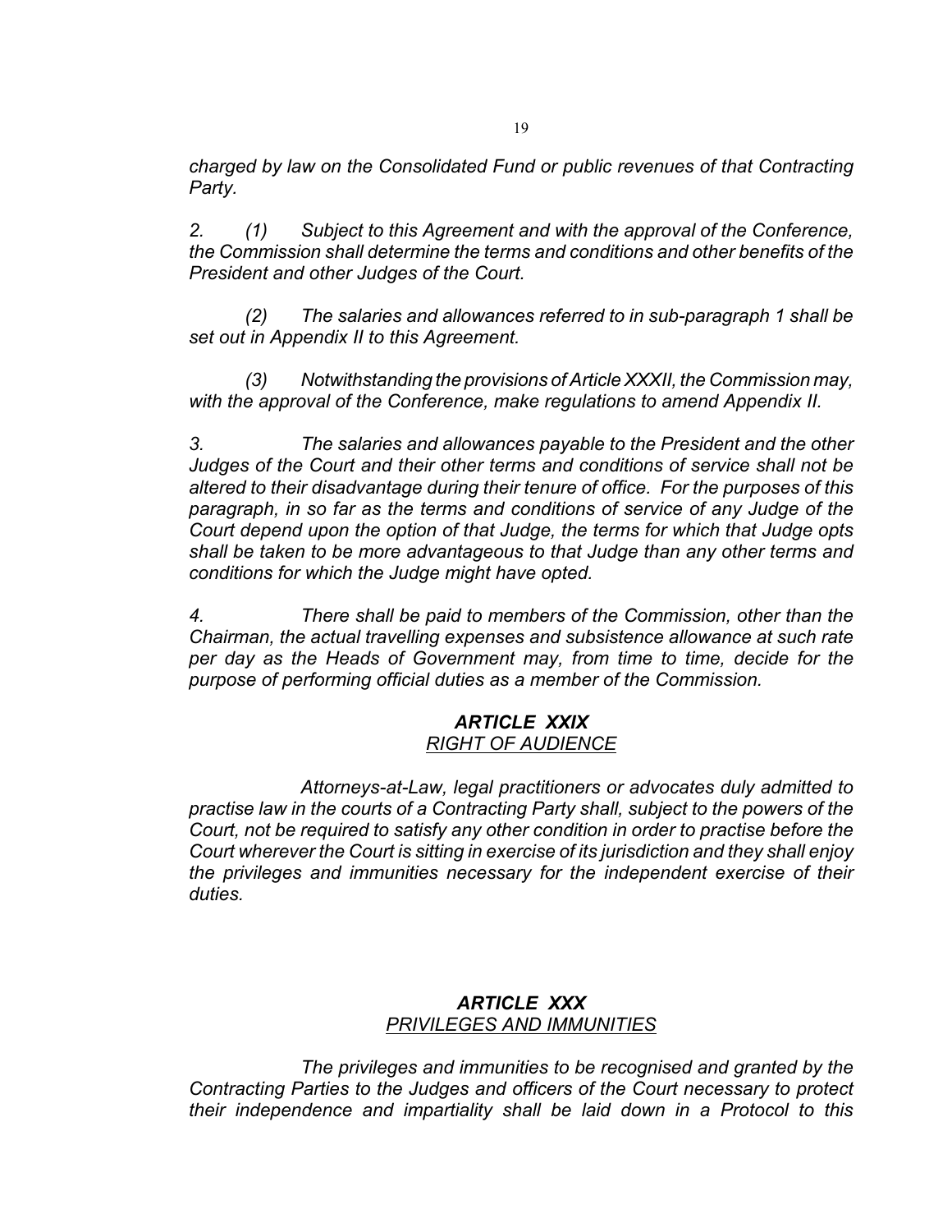*charged by law on the Consolidated Fund or public revenues of that Contracting Party.*

*2. (1) Subject to this Agreement and with the approval of the Conference, the Commission shall determine the terms and conditions and other benefits of the President and other Judges of the Court.*

*(2) The salaries and allowances referred to in sub-paragraph 1 shall be set out in Appendix II to this Agreement.*

*(3) Notwithstanding the provisions of Article XXXII, the Commission may, with the approval of the Conference, make regulations to amend Appendix II.*

*3. The salaries and allowances payable to the President and the other Judges of the Court and their other terms and conditions of service shall not be altered to their disadvantage during their tenure of office. For the purposes of this paragraph, in so far as the terms and conditions of service of any Judge of the Court depend upon the option of that Judge, the terms for which that Judge opts shall be taken to be more advantageous to that Judge than any other terms and conditions for which the Judge might have opted.*

*4. There shall be paid to members of the Commission, other than the Chairman, the actual travelling expenses and subsistence allowance at such rate per day as the Heads of Government may, from time to time, decide for the purpose of performing official duties as a member of the Commission.*

### *ARTICLE XXIX*
### *RIGHT OF AUDIENCE*

*Attorneys-at-Law, legal practitioners or advocates duly admitted to practise law in the courts of a Contracting Party shall, subject to the powers of the Court, not be required to satisfy any other condition in order to practise before the Court wherever the Court is sitting in exercise of its jurisdiction and they shall enjoy the privileges and immunities necessary for the independent exercise of their duties.*

### *ARTICLE XXX*
### *PRIVILEGES AND IMMUNITIES*

*The privileges and immunities to be recognised and granted by the Contracting Parties to the Judges and officers of the Court necessary to protect their independence and impartiality shall be laid down in a Protocol to this*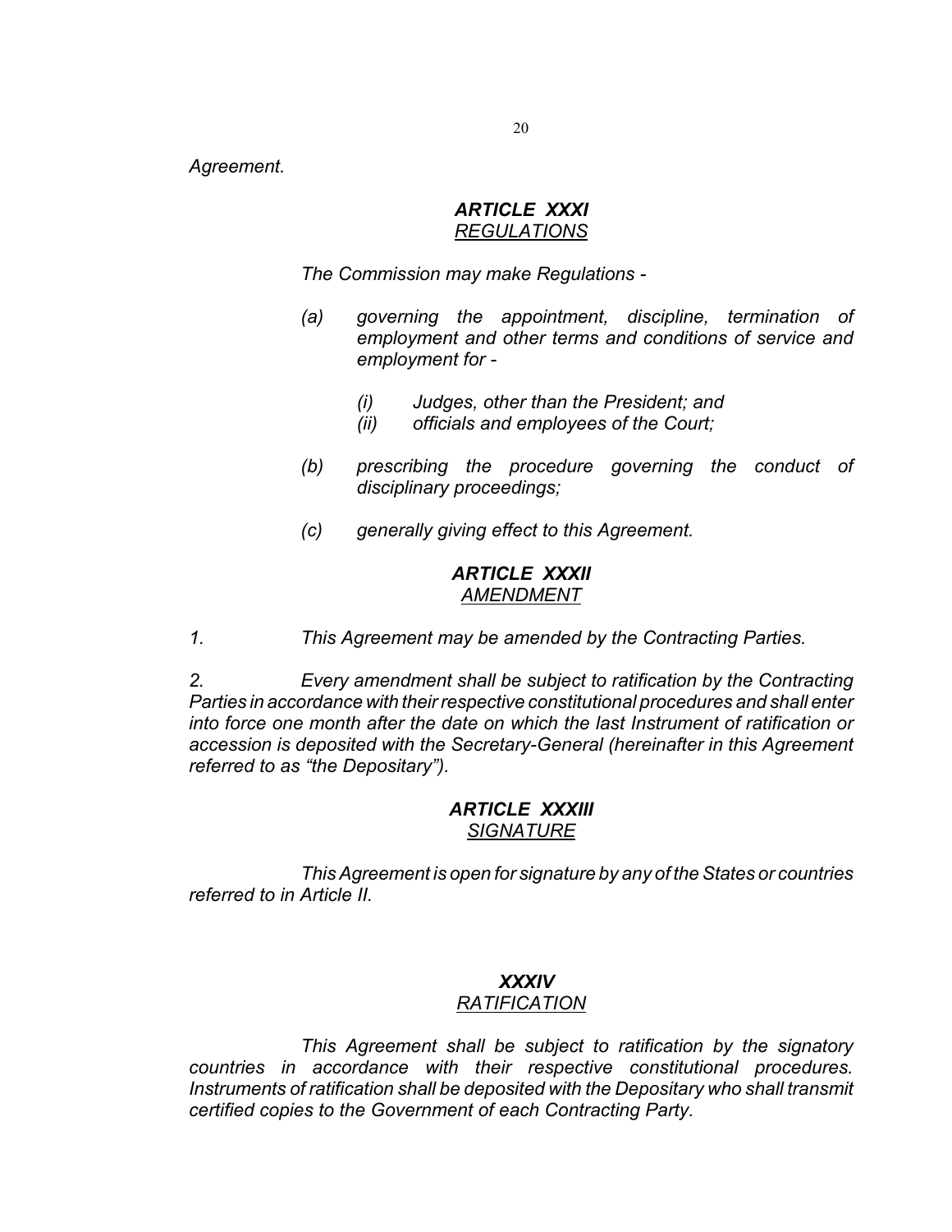*Agreement.*

### *ARTICLE XXXI*
*REGULATIONS*

*The Commission may make Regulations -*

*(a) governing the appointment, discipline, termination of employment and other terms and conditions of service and employment for -*

*(i) Judges, other than the President; and*
*(ii) officials and employees of the Court;*

*(b) prescribing the procedure governing the conduct of disciplinary proceedings;*

*(c) generally giving effect to this Agreement.*

### *ARTICLE XXXII*
*AMENDMENT*

*1. This Agreement may be amended by the Contracting Parties.*

*2. Every amendment shall be subject to ratification by the Contracting Parties in accordance with their respective constitutional procedures and shall enter into force one month after the date on which the last Instrument of ratification or accession is deposited with the Secretary-General (hereinafter in this Agreement referred to as "the Depositary").*

### *ARTICLE XXXIII*
*SIGNATURE*

*This Agreement is open for signature by any of the States or countries referred to in Article II.*

### *XXXIV*
*RATIFICATION*

*This Agreement shall be subject to ratification by the signatory countries in accordance with their respective constitutional procedures. Instruments of ratification shall be deposited with the Depositary who shall transmit certified copies to the Government of each Contracting Party.*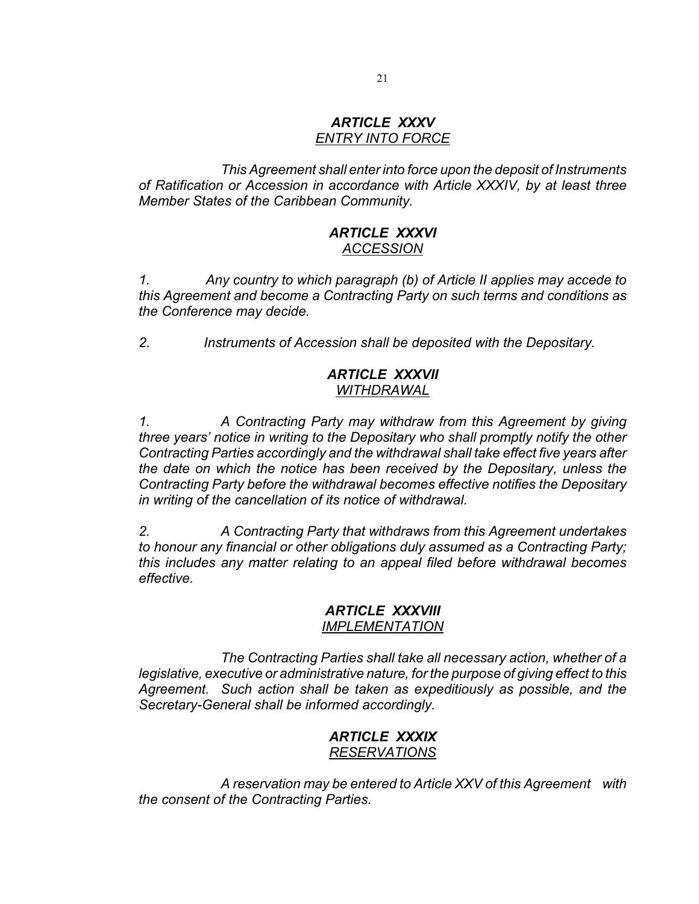## *ARTICLE XXXV*
### *ENTRY INTO FORCE*

*This Agreement shall enter into force upon the deposit of Instruments of Ratification or Accession in accordance with Article XXXIV, by at least three Member States of the Caribbean Community.*

## *ARTICLE XXXVI*
### *ACCESSION*

*1. Any country to which paragraph (b) of Article II applies may accede to this Agreement and become a Contracting Party on such terms and conditions as the Conference may decide.*

*2. Instruments of Accession shall be deposited with the Depositary.*

## *ARTICLE XXXVII*
### *WITHDRAWAL*

*1. A Contracting Party may withdraw from this Agreement by giving three years' notice in writing to the Depositary who shall promptly notify the other Contracting Parties accordingly and the withdrawal shall take effect five years after the date on which the notice has been received by the Depositary, unless the Contracting Party before the withdrawal becomes effective notifies the Depositary in writing of the cancellation of its notice of withdrawal.*

*2. A Contracting Party that withdraws from this Agreement undertakes to honour any financial or other obligations duly assumed as a Contracting Party; this includes any matter relating to an appeal filed before withdrawal becomes effective.*

## *ARTICLE XXXVIII*
### *IMPLEMENTATION*

*The Contracting Parties shall take all necessary action, whether of a legislative, executive or administrative nature, for the purpose of giving effect to this Agreement. Such action shall be taken as expeditiously as possible, and the Secretary-General shall be informed accordingly.*

## *ARTICLE XXXIX*
### *RESERVATIONS*

*A reservation may be entered to Article XXV of this Agreement with the consent of the Contracting Parties.*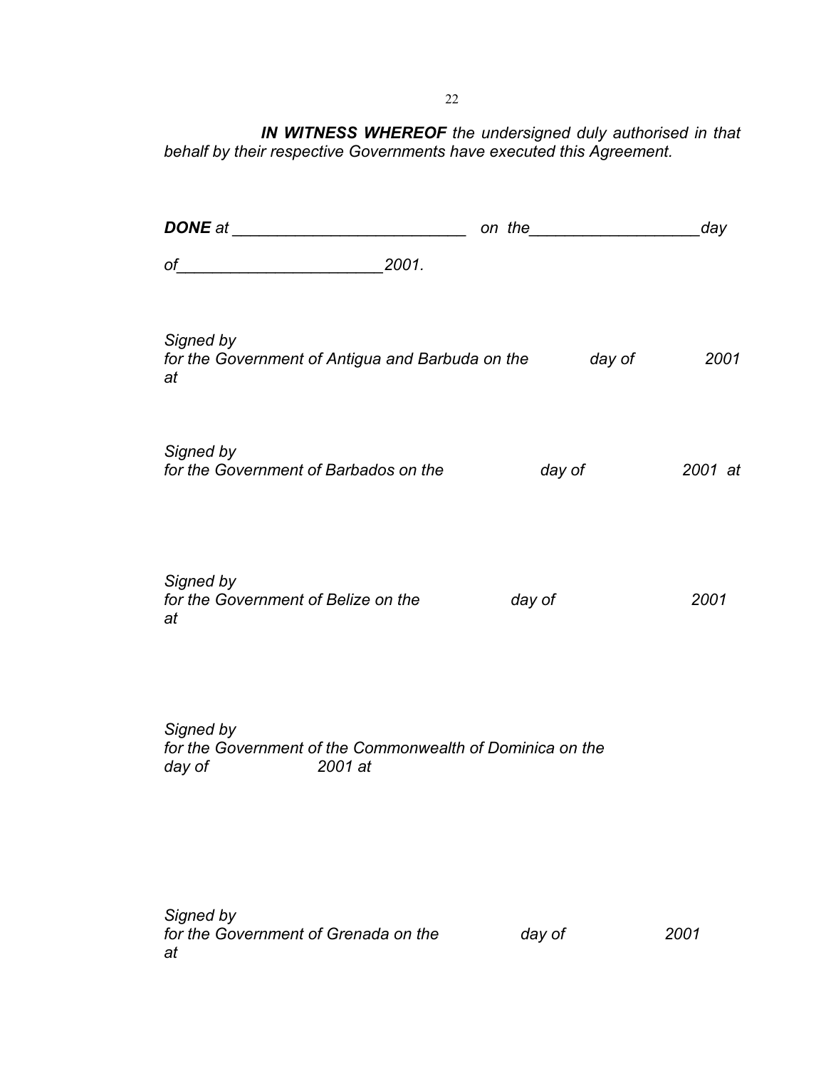***IN WITNESS WHEREOF*** *the undersigned duly authorised in that behalf by their respective Governments have executed this Agreement.*

***DONE*** *at ___________________________ on the____________________day of_______________________2001.*

*Signed by*
*for the Government of Antigua and Barbuda on the day of 2001 at*

*Signed by*
*for the Government of Barbados on the day of 2001 at*

*Signed by*
*for the Government of Belize on the day of 2001 at*

*Signed by*
*for the Government of the Commonwealth of Dominica on the day of 2001 at*

*Signed by*
*for the Government of Grenada on the day of 2001 at*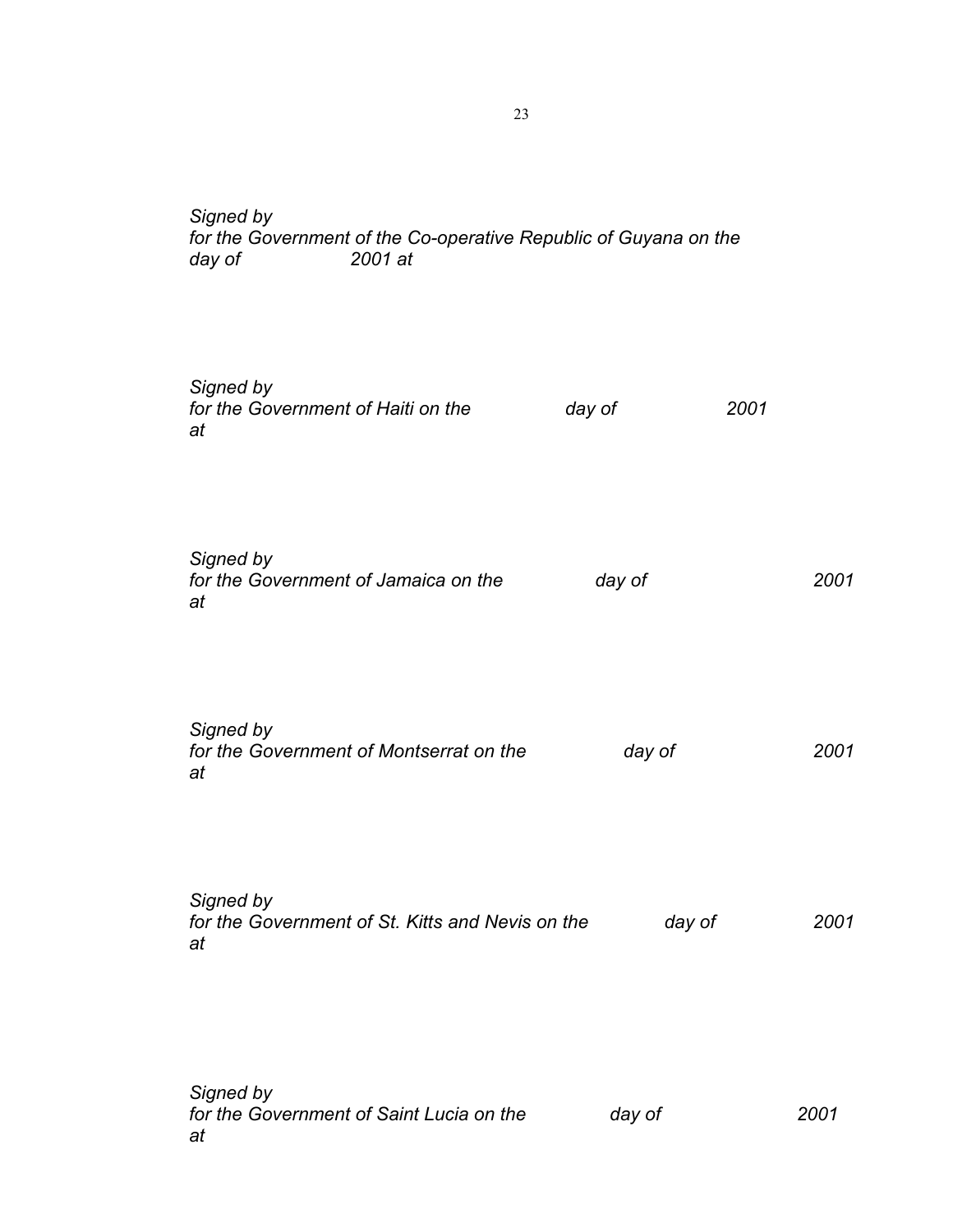*Signed by*
*for the Government of the Co-operative Republic of Guyana on the day of 2001 at*

*Signed by*
*for the Government of Haiti on the day of 2001 at*

*Signed by*
*for the Government of Jamaica on the day of 2001 at*

*Signed by*
*for the Government of Montserrat on the day of 2001 at*

*Signed by*
*for the Government of St. Kitts and Nevis on the day of 2001 at*

*Signed by*
*for the Government of Saint Lucia on the day of 2001 at*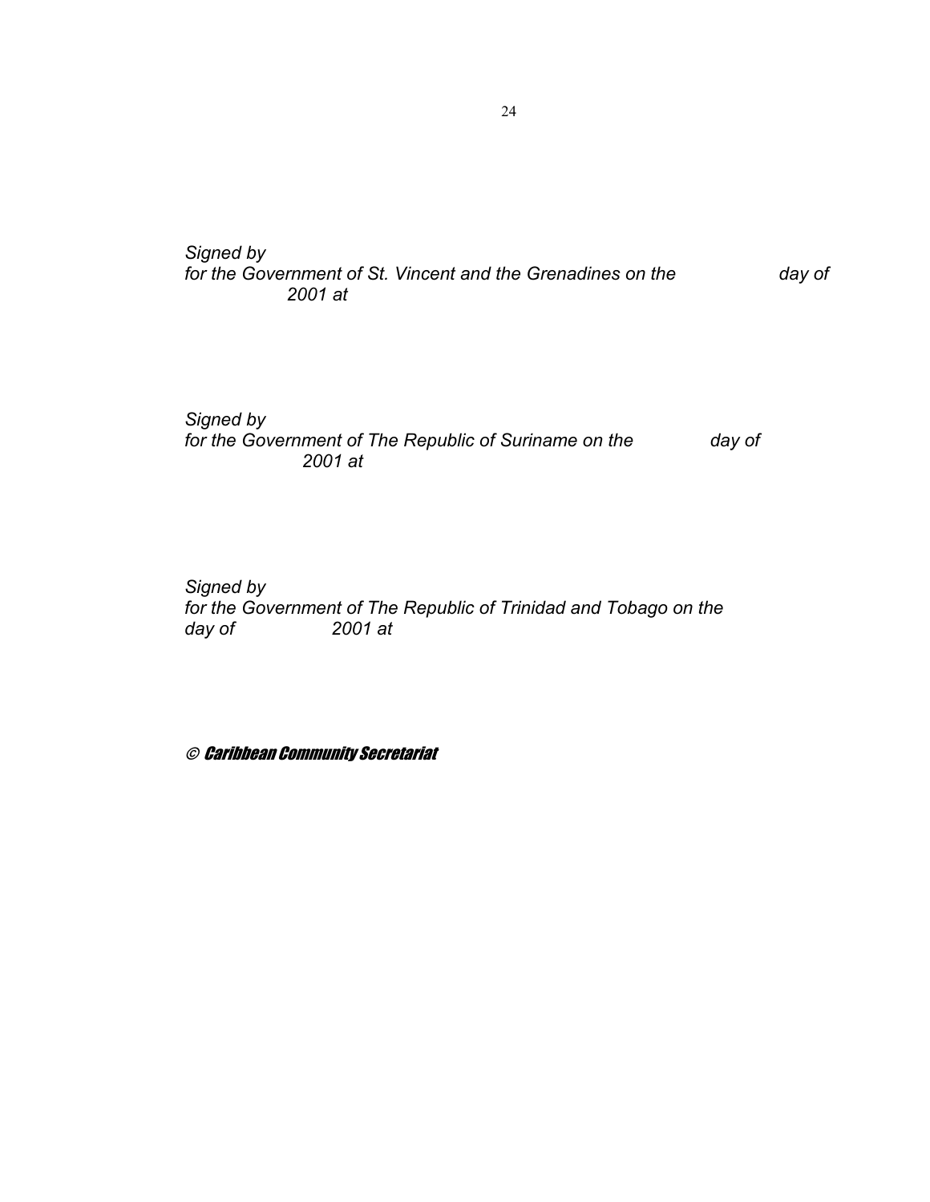*Signed by*
*for the Government of St. Vincent and the Grenadines on the day of 2001 at*

*Signed by*
*for the Government of The Republic of Suriname on the day of 2001 at*

*Signed by*
*for the Government of The Republic of Trinidad and Tobago on the day of 2001 at*

© *Caribbean Community Secretariat*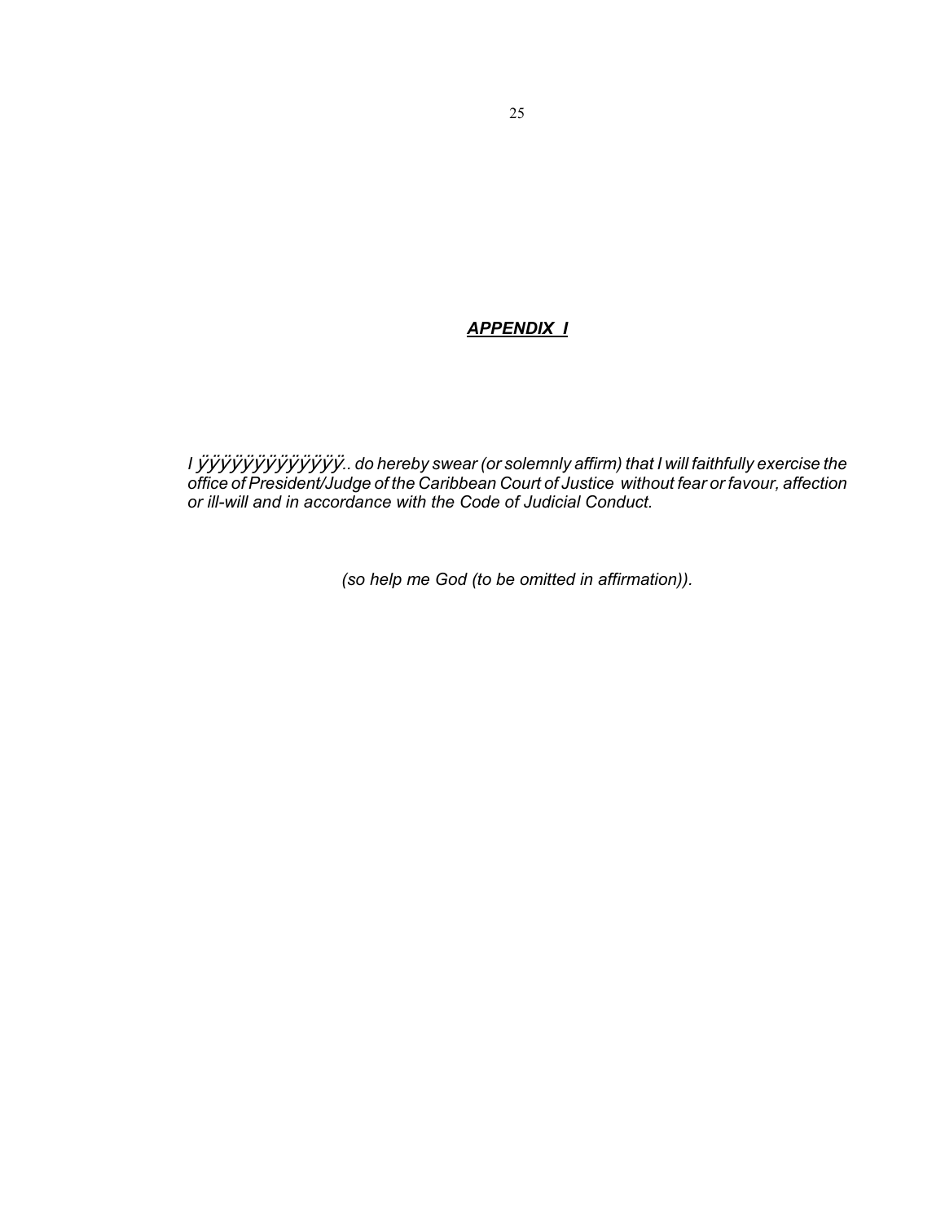***APPENDIX I***

*I ÿÿÿÿÿÿÿÿÿÿÿÿÿ.. do hereby swear (or solemnly affirm) that I will faithfully exercise the office of President/Judge of the Caribbean Court of Justice without fear or favour, affection or ill-will and in accordance with the Code of Judicial Conduct.*

*(so help me God (to be omitted in affirmation)).*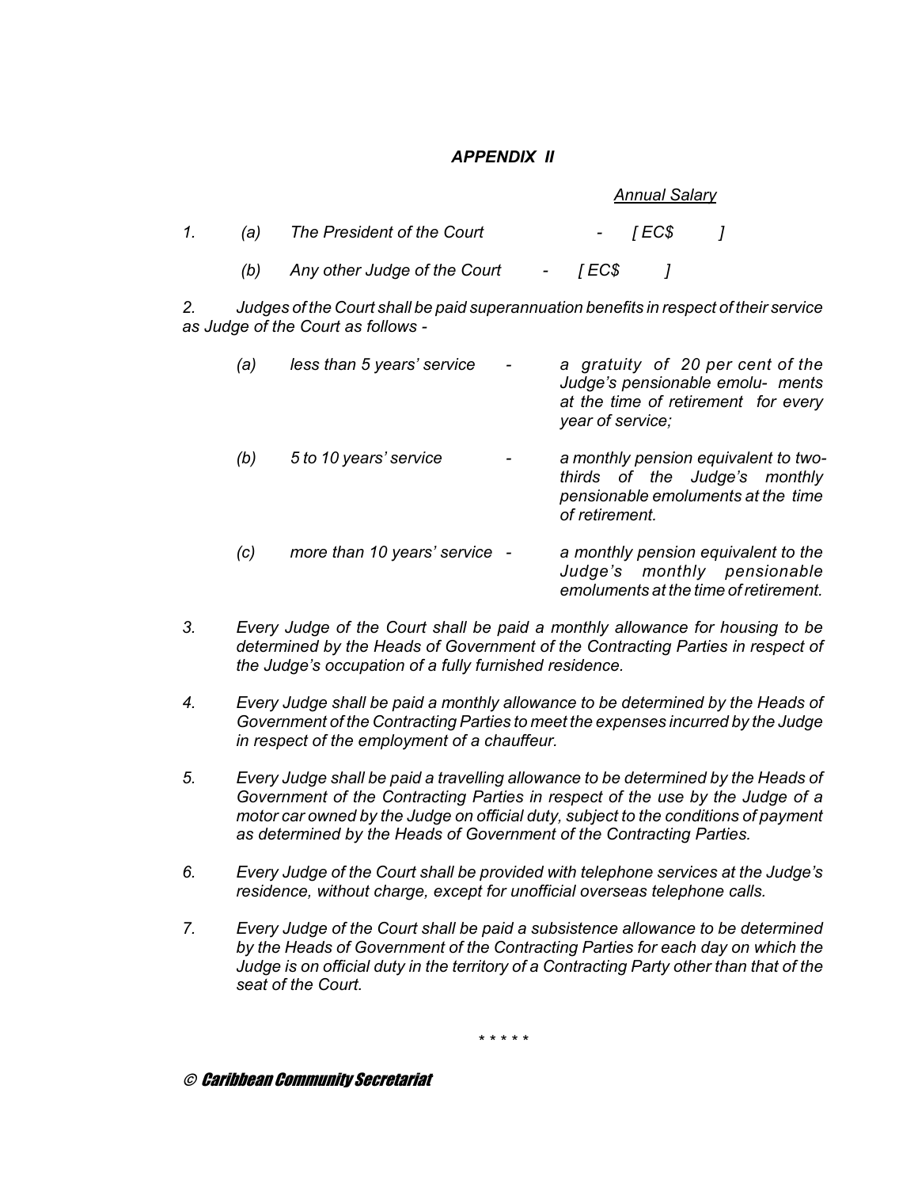## *APPENDIX II*

*Annual Salary*

1. (a) *The President of the Court* - *[ EC$ ]*

   (b) *Any other Judge of the Court* - *[ EC$ ]*

2. *Judges of the Court shall be paid superannuation benefits in respect of their service as Judge of the Court as follows -*

   (a) *less than 5 years' service* - *a gratuity of 20 per cent of the Judge's pensionable emolu- ments at the time of retirement for every year of service;*

   (b) *5 to 10 years' service* - *a monthly pension equivalent to two-thirds of the Judge's monthly pensionable emoluments at the time of retirement.*

   (c) *more than 10 years' service* - *a monthly pension equivalent to the Judge's monthly pensionable emoluments at the time of retirement.*

3. *Every Judge of the Court shall be paid a monthly allowance for housing to be determined by the Heads of Government of the Contracting Parties in respect of the Judge's occupation of a fully furnished residence.*

4. *Every Judge shall be paid a monthly allowance to be determined by the Heads of Government of the Contracting Parties to meet the expenses incurred by the Judge in respect of the employment of a chauffeur.*

5. *Every Judge shall be paid a travelling allowance to be determined by the Heads of Government of the Contracting Parties in respect of the use by the Judge of a motor car owned by the Judge on official duty, subject to the conditions of payment as determined by the Heads of Government of the Contracting Parties.*

6. *Every Judge of the Court shall be provided with telephone services at the Judge's residence, without charge, except for unofficial overseas telephone calls.*

7. *Every Judge of the Court shall be paid a subsistence allowance to be determined by the Heads of Government of the Contracting Parties for each day on which the Judge is on official duty in the territory of a Contracting Party other than that of the seat of the Court.*

\* \* \* \* \*

© *Caribbean Community Secretariat*